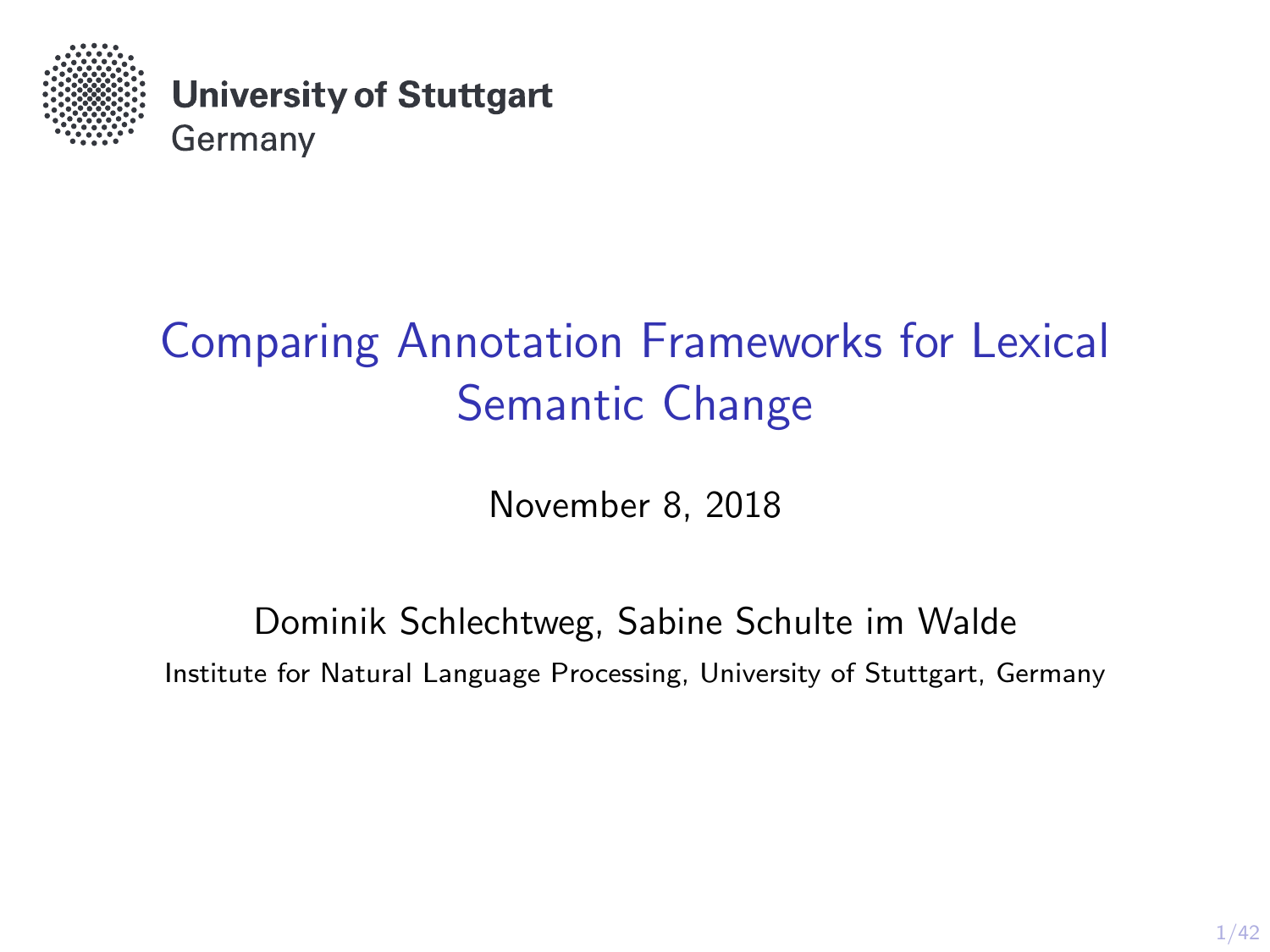University of Stuttgart
Germany

# Comparing Annotation Frameworks for Lexical Semantic Change

November 8, 2018

Dominik Schlechtweg, Sabine Schulte im Walde

Institute for Natural Language Processing, University of Stuttgart, Germany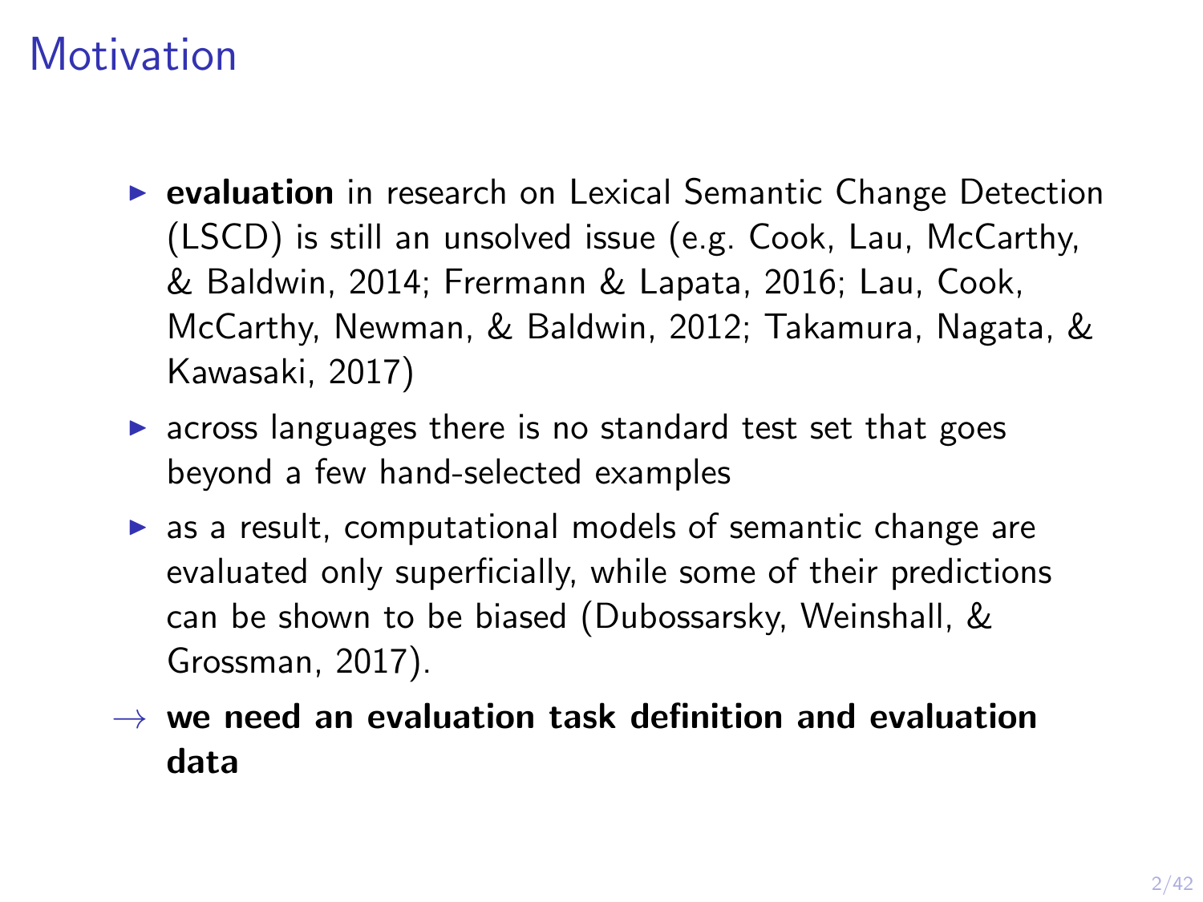# Motivation

- **evaluation** in research on Lexical Semantic Change Detection (LSCD) is still an unsolved issue (e.g. Cook, Lau, McCarthy, & Baldwin, 2014; Frermann & Lapata, 2016; Lau, Cook, McCarthy, Newman, & Baldwin, 2012; Takamura, Nagata, & Kawasaki, 2017)
- across languages there is no standard test set that goes beyond a few hand-selected examples
- as a result, computational models of semantic change are evaluated only superficially, while some of their predictions can be shown to be biased (Dubossarsky, Weinshall, & Grossman, 2017).

→ **we need an evaluation task definition and evaluation data**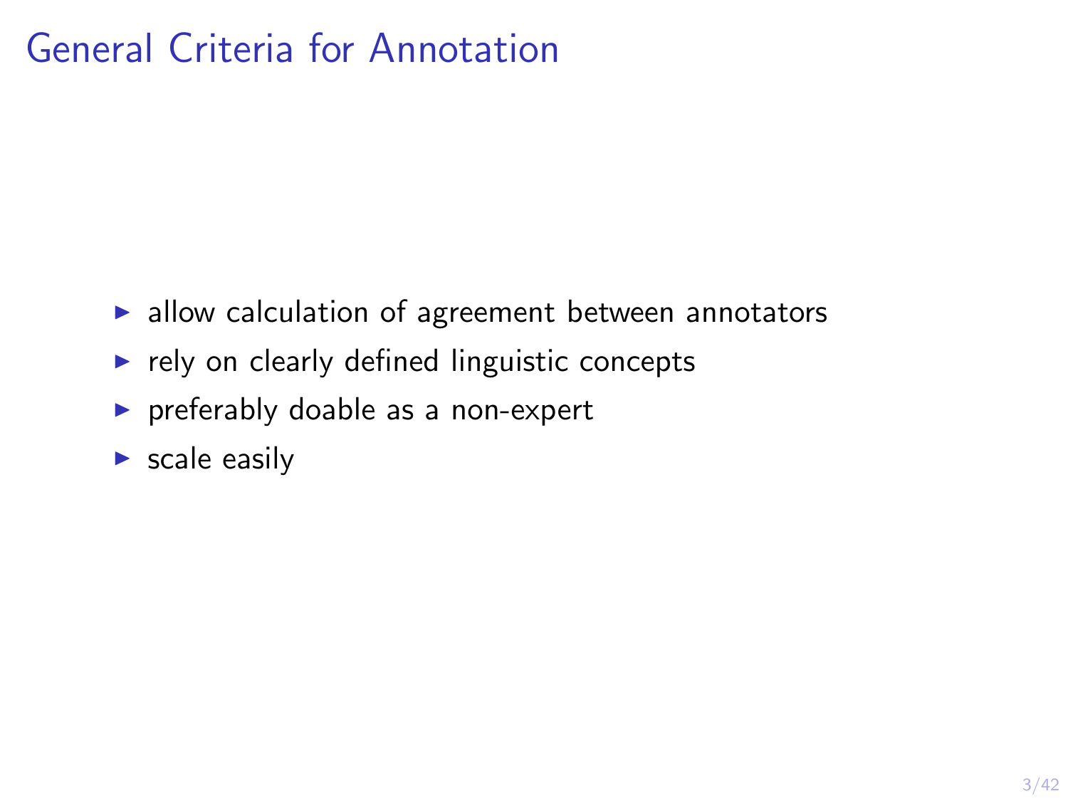# General Criteria for Annotation

- allow calculation of agreement between annotators
- rely on clearly defined linguistic concepts
- preferably doable as a non-expert
- scale easily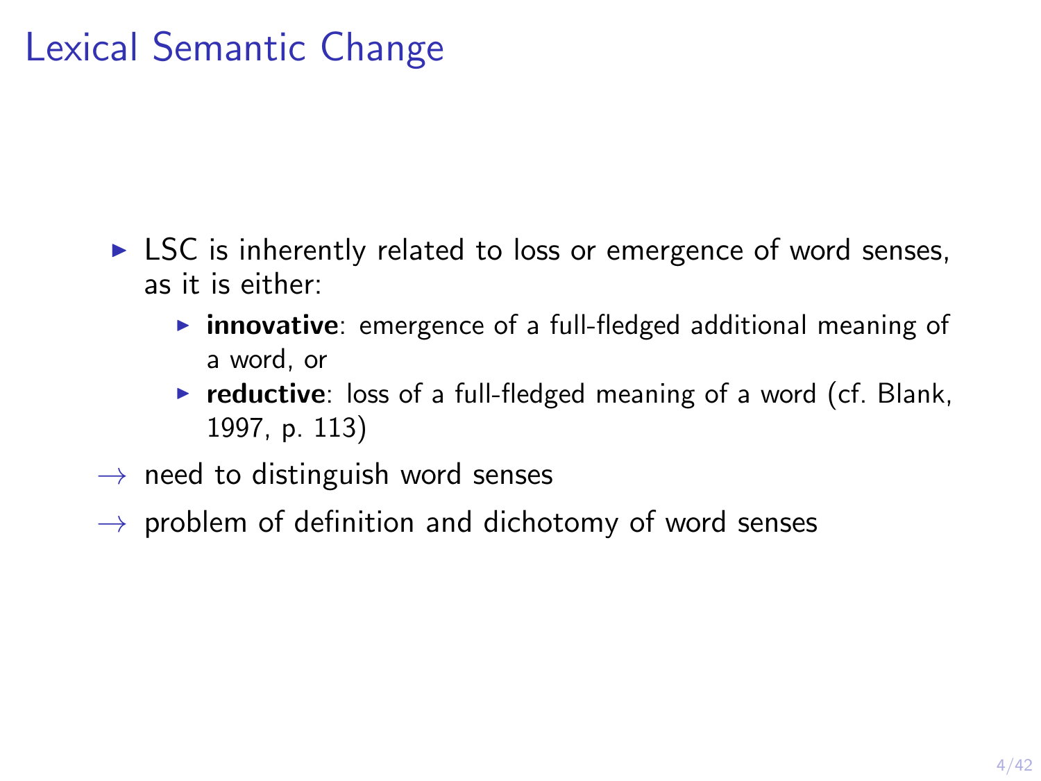# Lexical Semantic Change

- LSC is inherently related to loss or emergence of word senses, as it is either:
  - **innovative**: emergence of a full-fledged additional meaning of a word, or
  - **reductive**: loss of a full-fledged meaning of a word (cf. Blank, 1997, p. 113)

$\rightarrow$ need to distinguish word senses

$\rightarrow$ problem of definition and dichotomy of word senses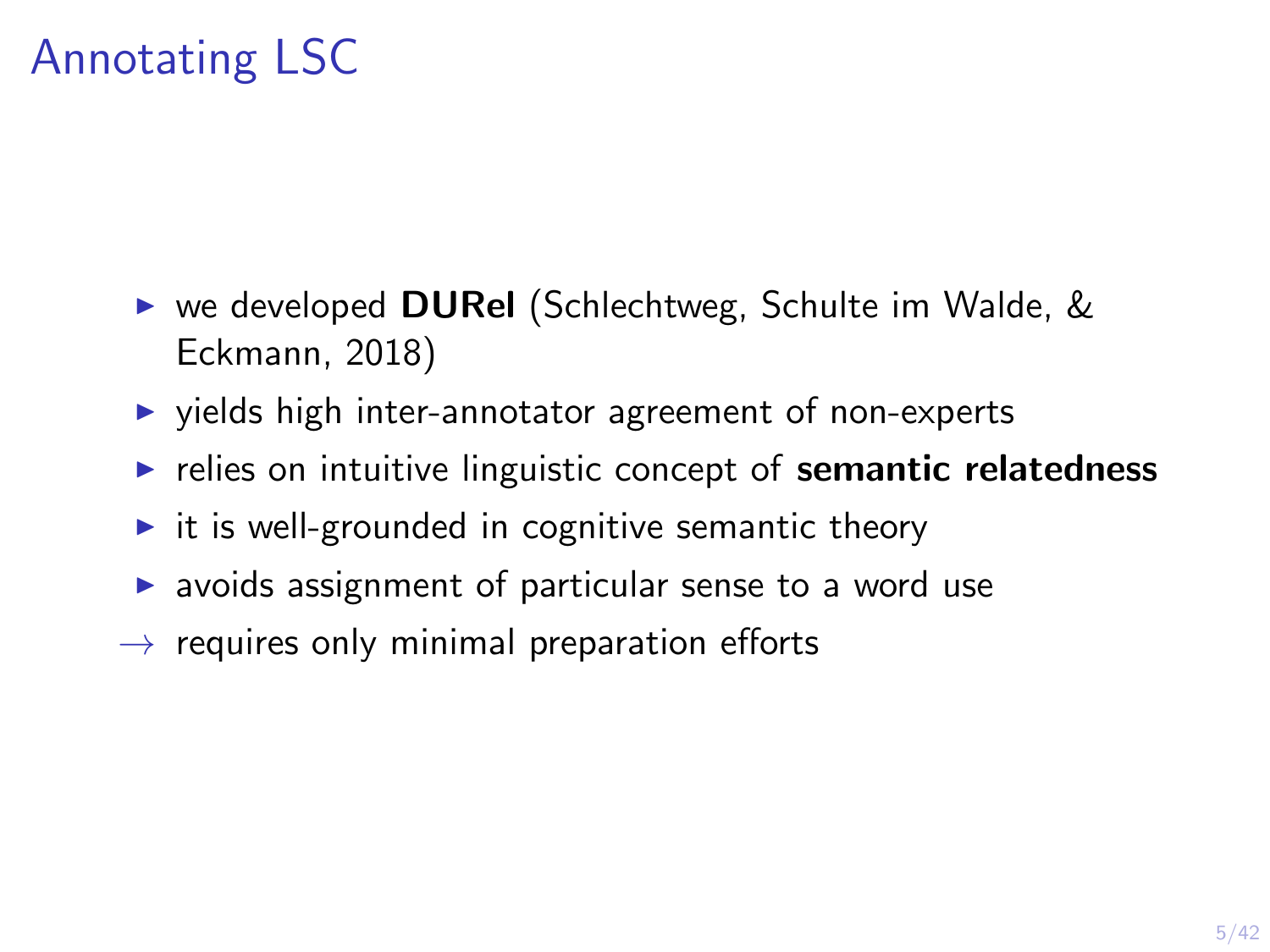# Annotating LSC

- we developed **DURel** (Schlechtweg, Schulte im Walde, & Eckmann, 2018)
- yields high inter-annotator agreement of non-experts
- relies on intuitive linguistic concept of **semantic relatedness**
- it is well-grounded in cognitive semantic theory
- avoids assignment of particular sense to a word use

→ requires only minimal preparation efforts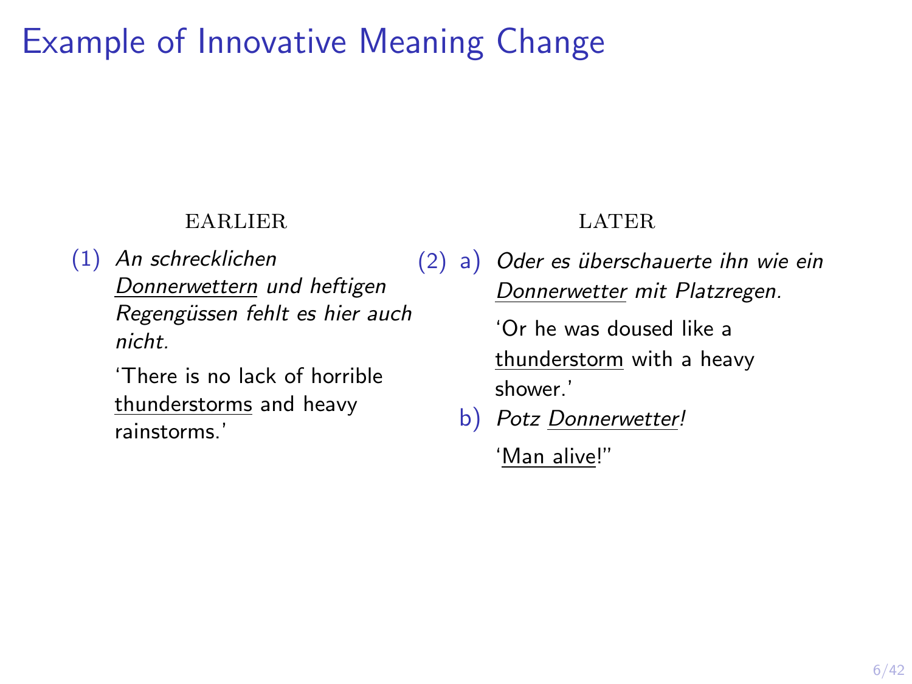# Example of Innovative Meaning Change

EARLIER

(1) *An schrecklichen <u>Donnerwettern</u> und heftigen Regengüssen fehlt es hier auch nicht.*

'There is no lack of horrible <u>thunderstorms</u> and heavy rainstorms.'

LATER

(2) a) *Oder es überschauerte ihn wie ein <u>Donnerwetter</u> mit Platzregen.*

'Or he was doused like a <u>thunderstorm</u> with a heavy shower.'

b) *Potz <u>Donnerwetter</u>!*

'<u>Man alive</u>!"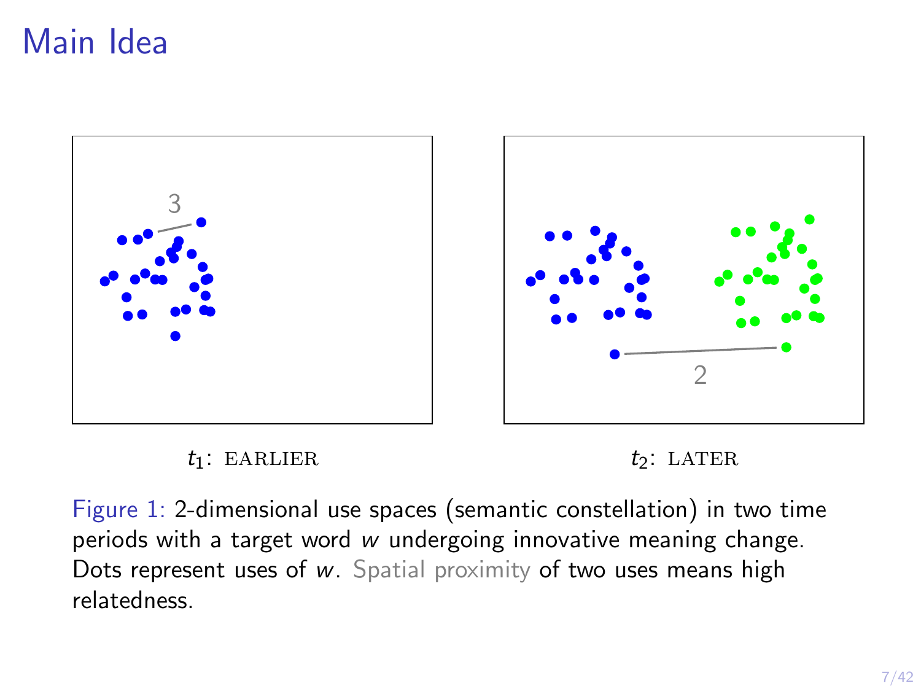# Main Idea

3

2

$t_1$: EARLIER

$t_2$: LATER

Figure 1: 2-dimensional use spaces (semantic constellation) in two time periods with a target word $w$ undergoing innovative meaning change. Dots represent uses of $w$. Spatial proximity of two uses means high relatedness.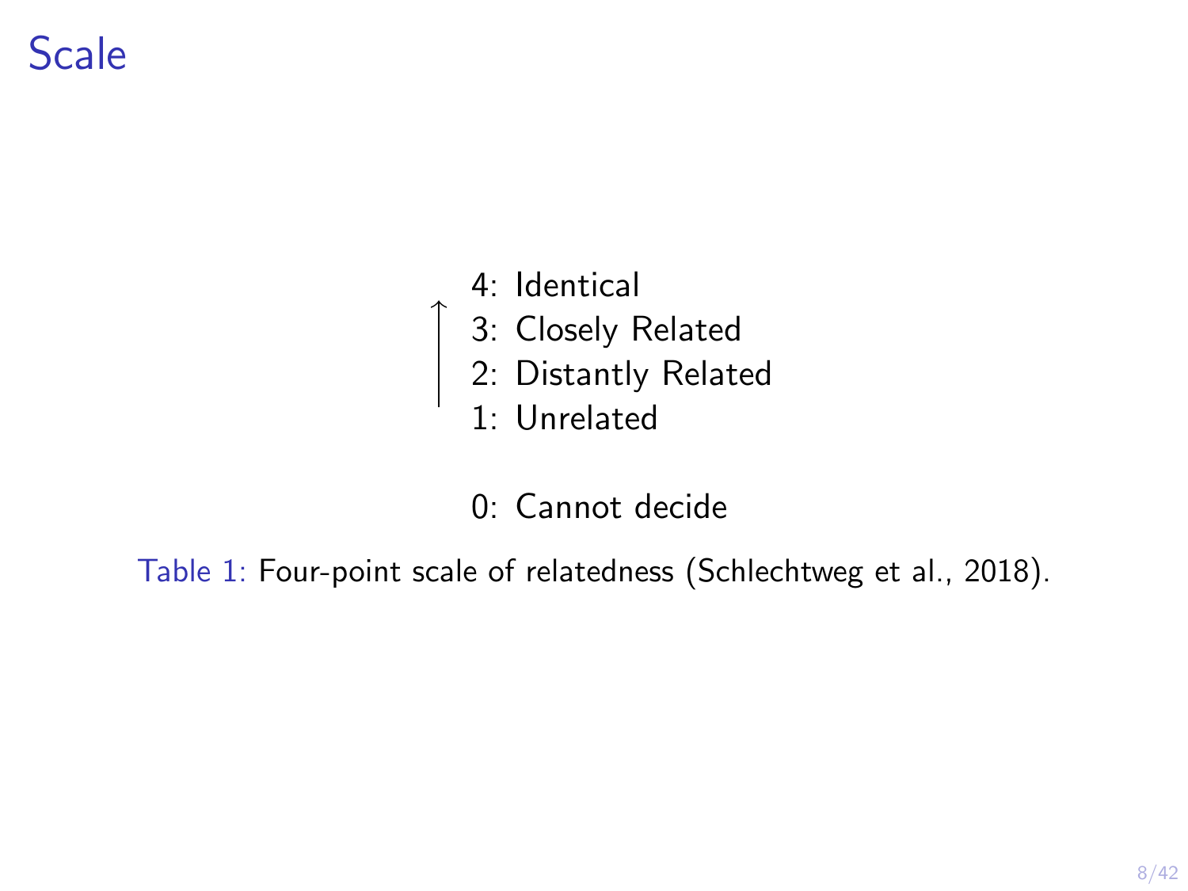# Scale

| Scale |
|---|
| 4: Identical |
| 3: Closely Related |
| 2: Distantly Related |
| 1: Unrelated |
| |
| 0: Cannot decide |

Table 1: Four-point scale of relatedness (Schlechtweg et al., 2018).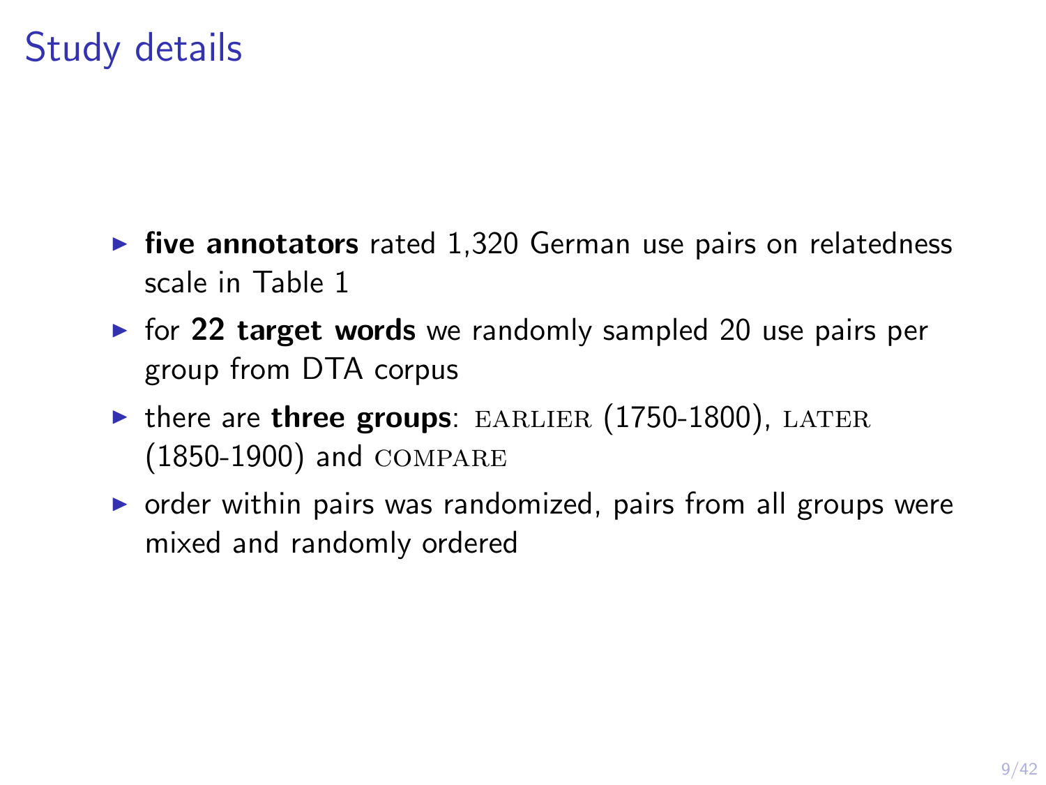# Study details

- **five annotators** rated 1,320 German use pairs on relatedness scale in Table 1
- for **22 target words** we randomly sampled 20 use pairs per group from DTA corpus
- there are **three groups**: EARLIER (1750-1800), LATER (1850-1900) and COMPARE
- order within pairs was randomized, pairs from all groups were mixed and randomly ordered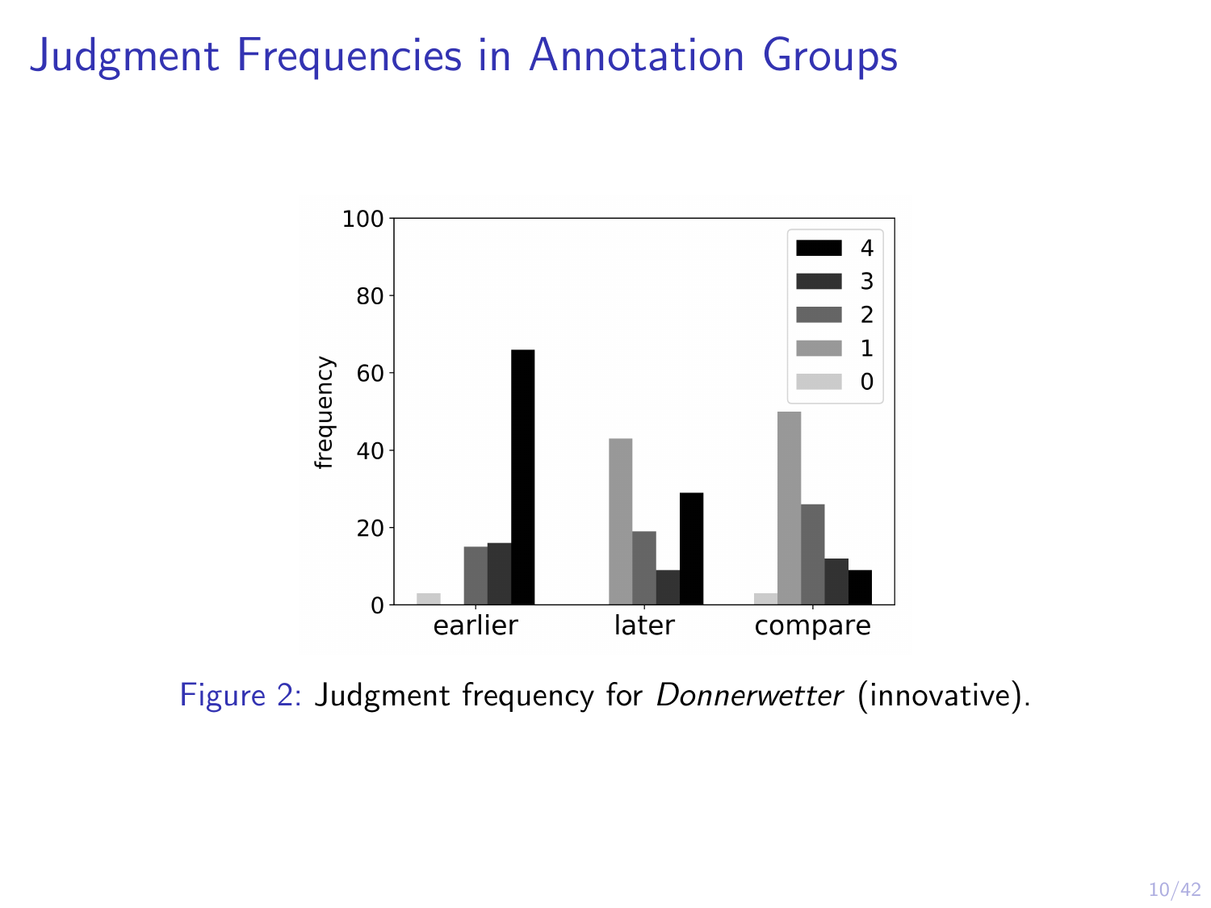# Judgment Frequencies in Annotation Groups

Figure 2: Judgment frequency for *Donnerwetter* (innovative).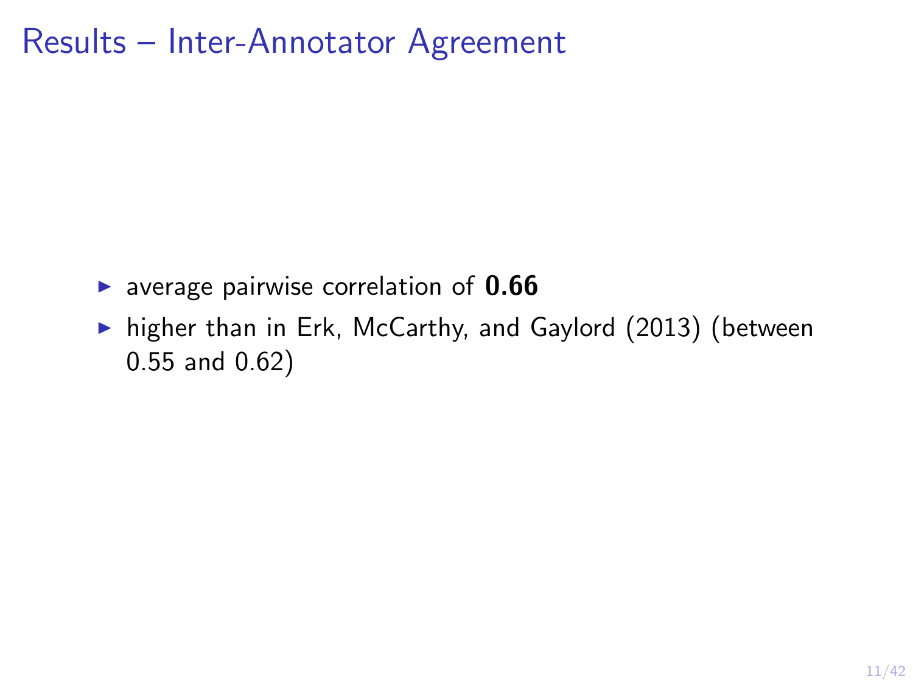# Results – Inter-Annotator Agreement

- average pairwise correlation of **0.66**
- higher than in Erk, McCarthy, and Gaylord (2013) (between 0.55 and 0.62)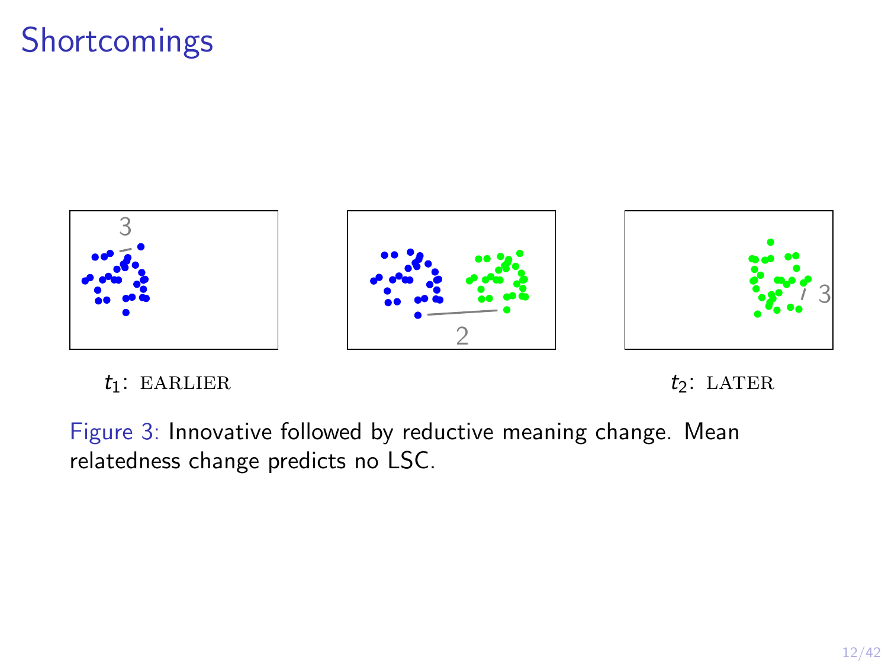# Shortcomings

3

2

3

$t_1$: EARLIER

$t_2$: LATER

Figure 3: Innovative followed by reductive meaning change. Mean relatedness change predicts no LSC.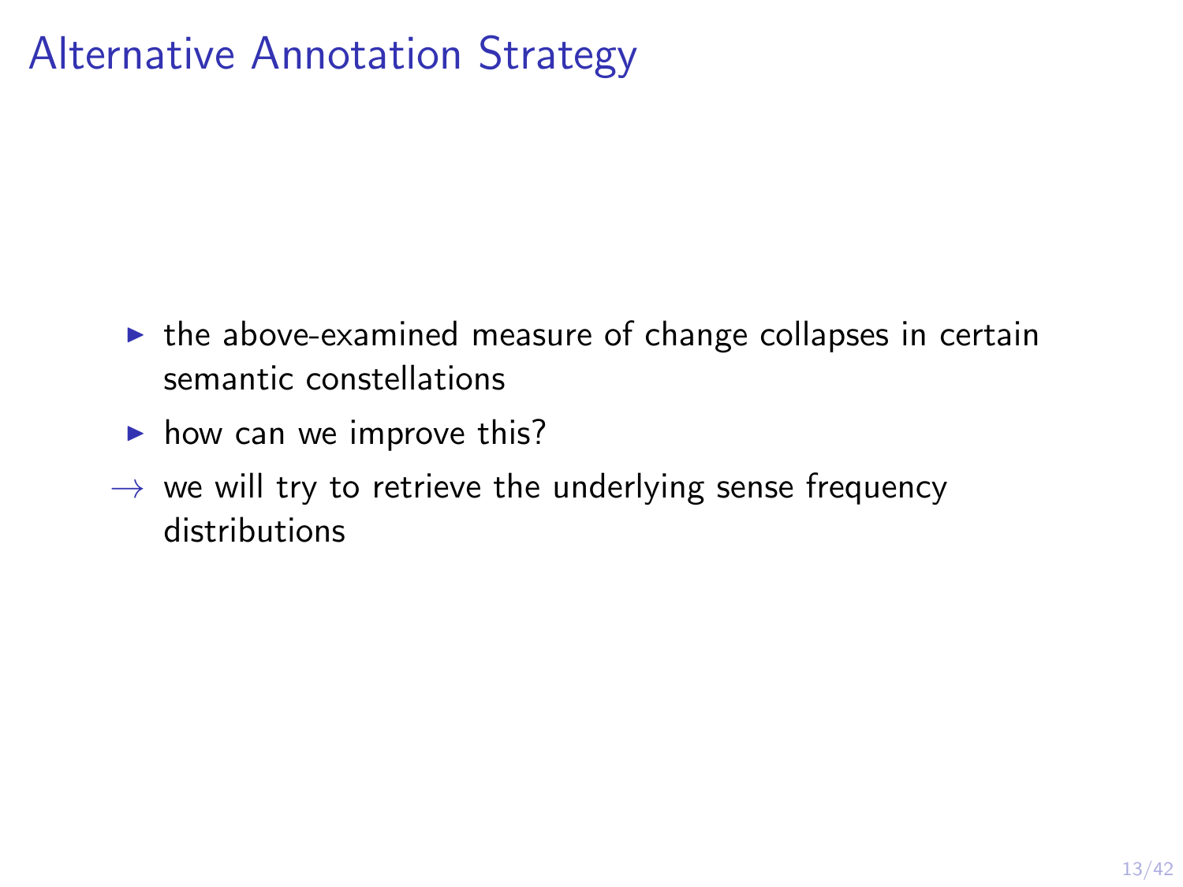# Alternative Annotation Strategy

- the above-examined measure of change collapses in certain semantic constellations
- how can we improve this?

→ we will try to retrieve the underlying sense frequency distributions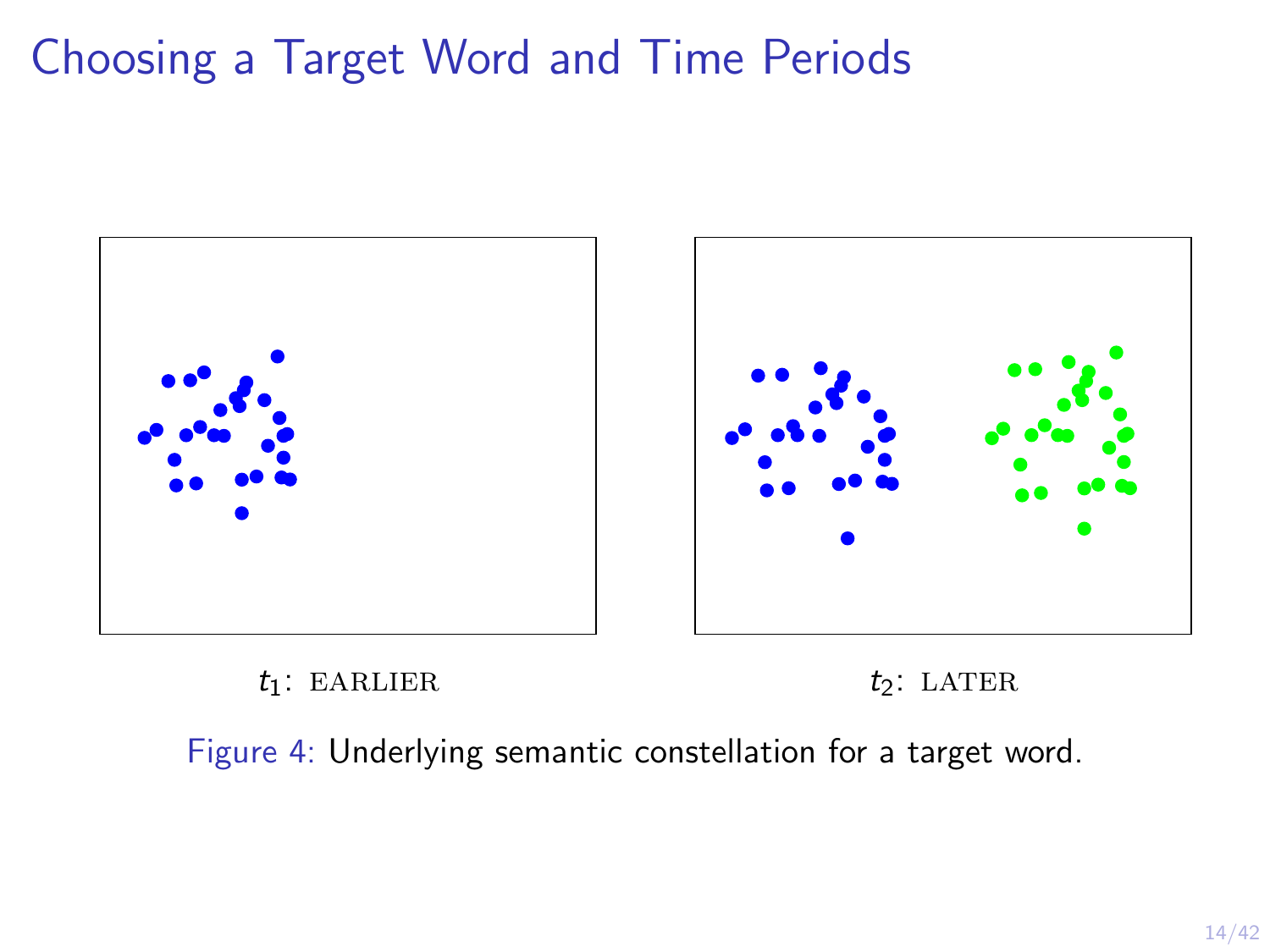# Choosing a Target Word and Time Periods

$t_1$: EARLIER

$t_2$: LATER

Figure 4: Underlying semantic constellation for a target word.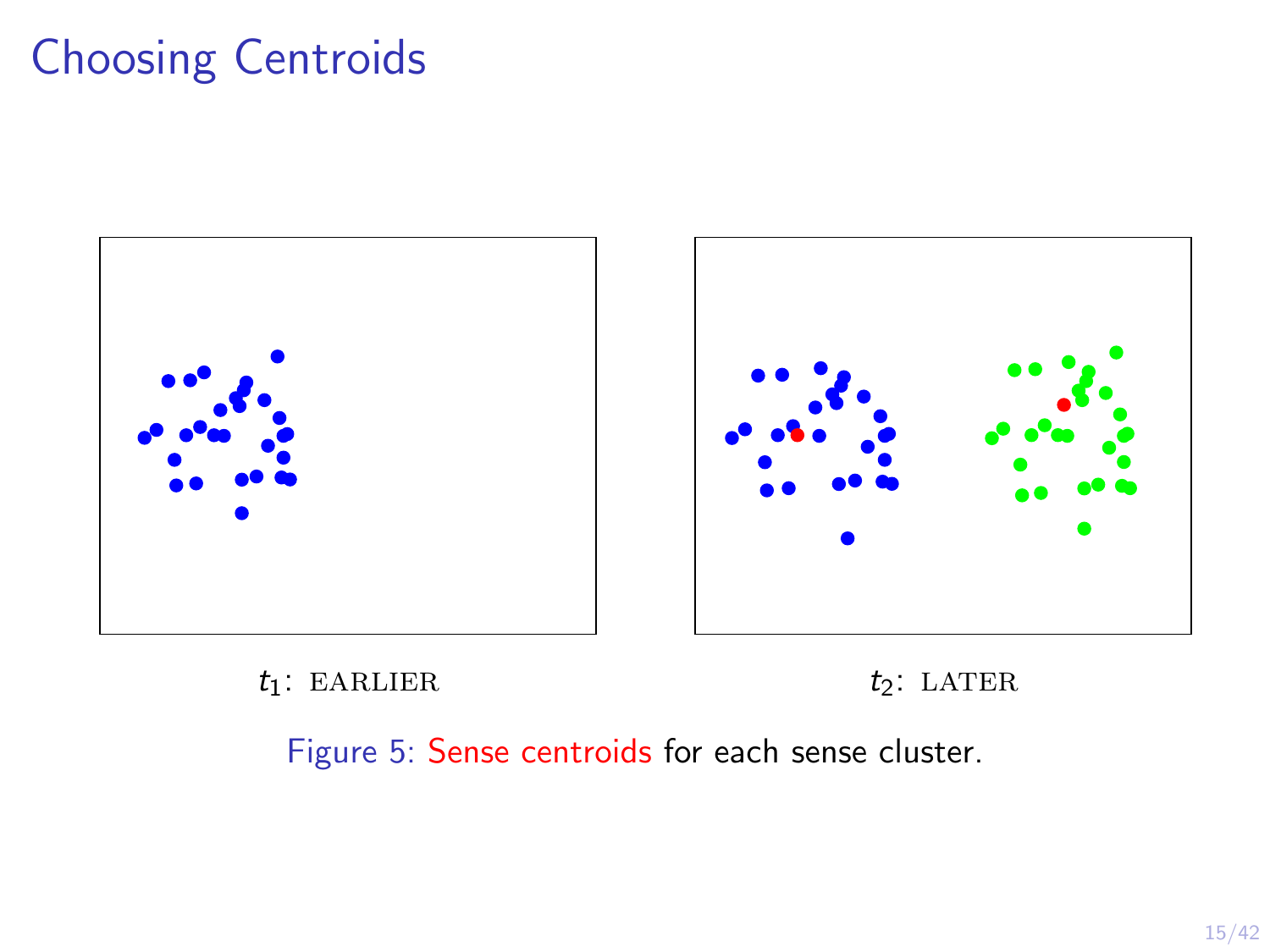# Choosing Centroids

$t_1$: EARLIER

$t_2$: LATER

Figure 5: Sense centroids for each sense cluster.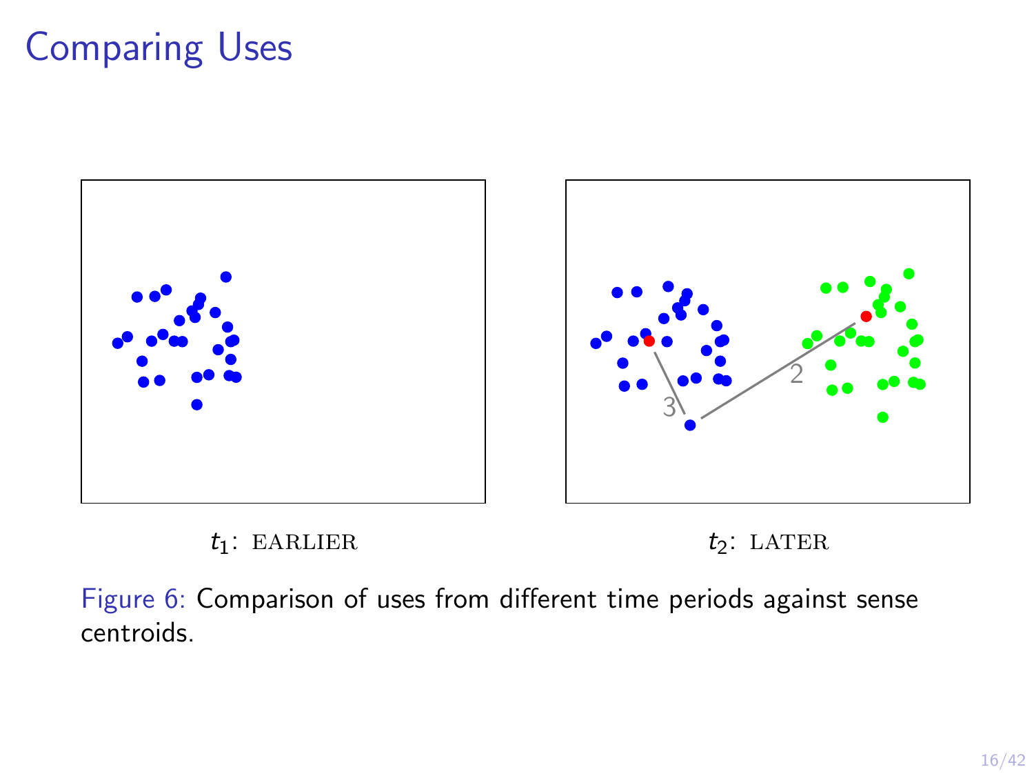# Comparing Uses

$t_1$: EARLIER

$t_2$: LATER

Figure 6: Comparison of uses from different time periods against sense centroids.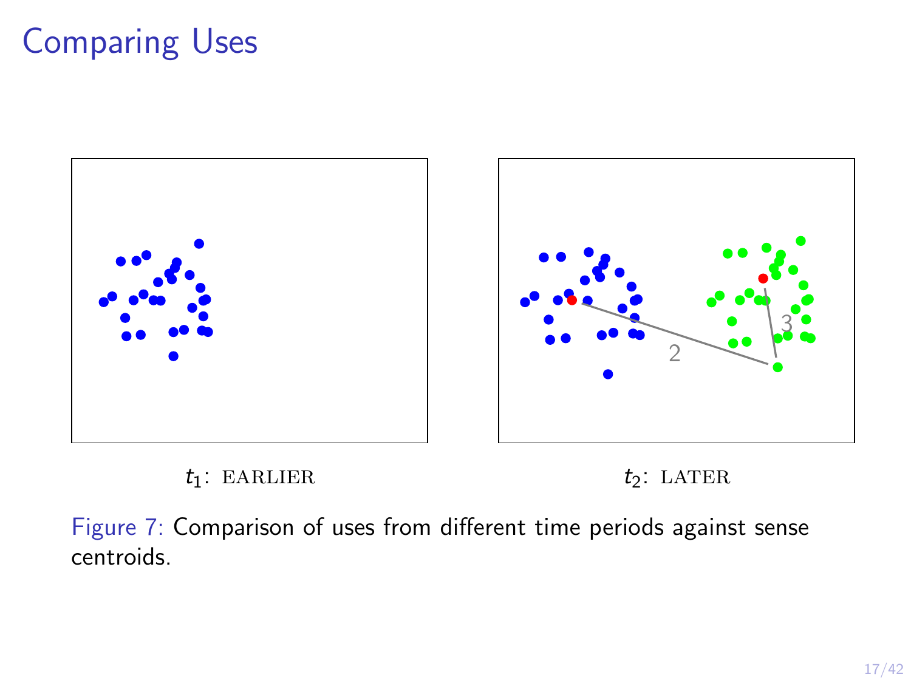# Comparing Uses

$t_1$: EARLIER

$t_2$: LATER

Figure 7: Comparison of uses from different time periods against sense centroids.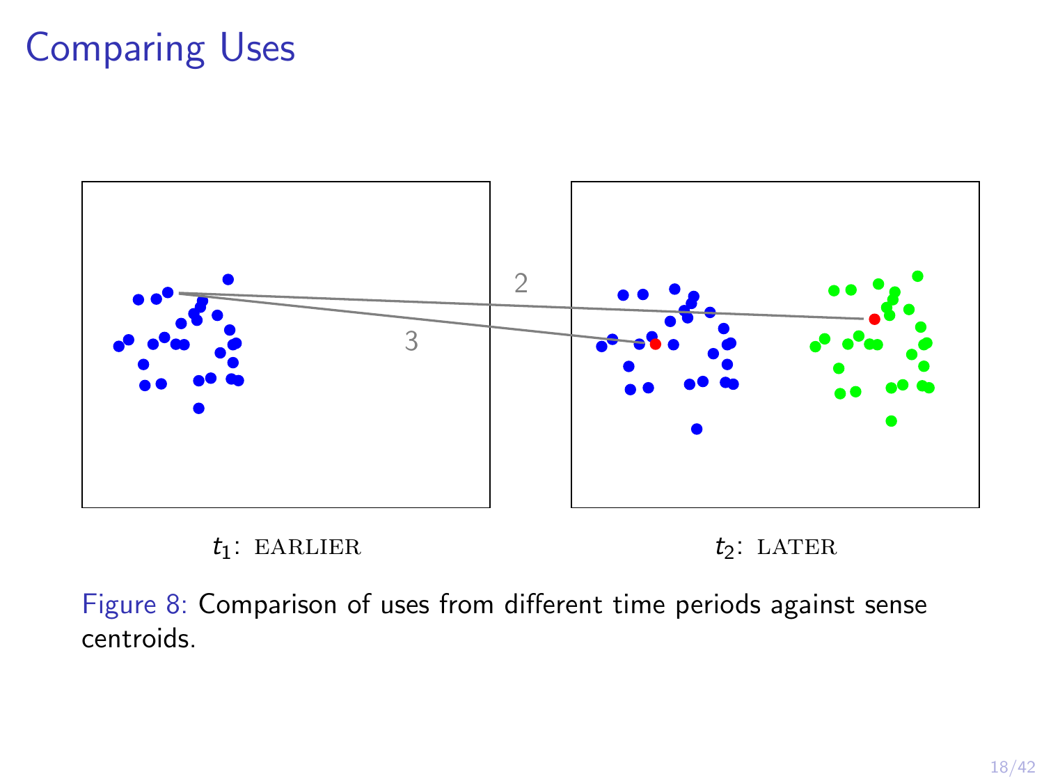# Comparing Uses

2

3

$t_1$: EARLIER

$t_2$: LATER

Figure 8: Comparison of uses from different time periods against sense centroids.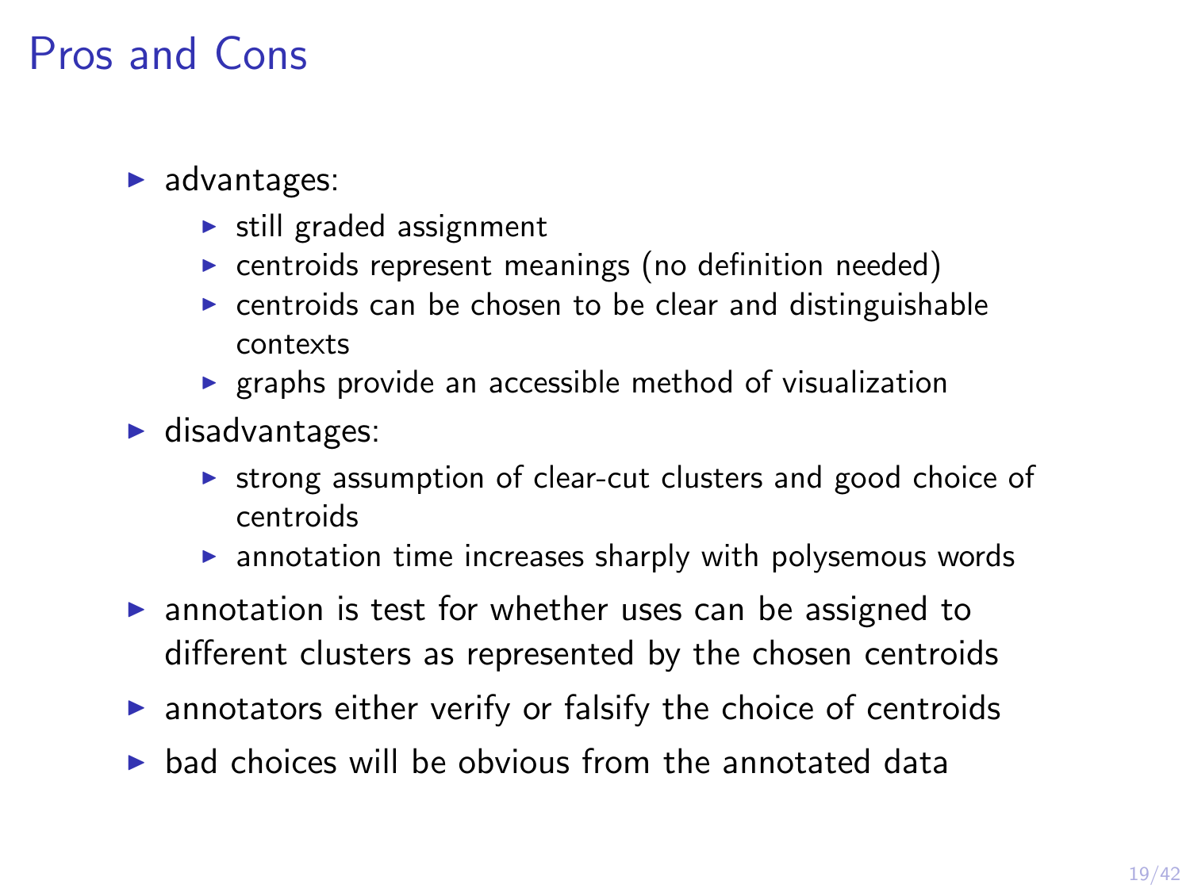# Pros and Cons

- advantages:
  - still graded assignment
  - centroids represent meanings (no definition needed)
  - centroids can be chosen to be clear and distinguishable contexts
  - graphs provide an accessible method of visualization
- disadvantages:
  - strong assumption of clear-cut clusters and good choice of centroids
  - annotation time increases sharply with polysemous words
- annotation is test for whether uses can be assigned to different clusters as represented by the chosen centroids
- annotators either verify or falsify the choice of centroids
- bad choices will be obvious from the annotated data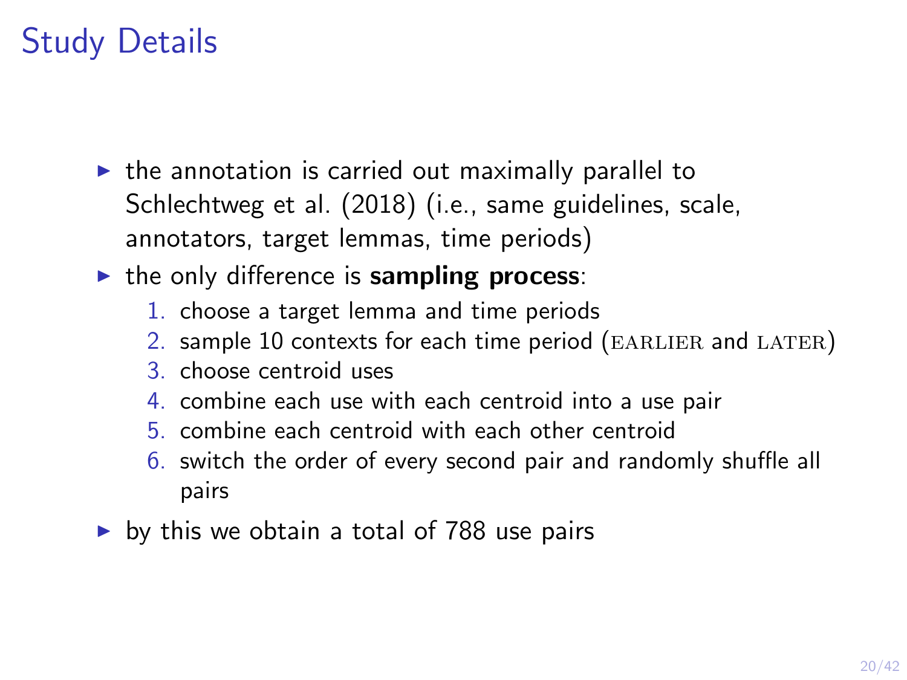# Study Details

- the annotation is carried out maximally parallel to Schlechtweg et al. (2018) (i.e., same guidelines, scale, annotators, target lemmas, time periods)
- the only difference is **sampling process**:
  1. choose a target lemma and time periods
  2. sample 10 contexts for each time period (EARLIER and LATER)
  3. choose centroid uses
  4. combine each use with each centroid into a use pair
  5. combine each centroid with each other centroid
  6. switch the order of every second pair and randomly shuffle all pairs
- by this we obtain a total of 788 use pairs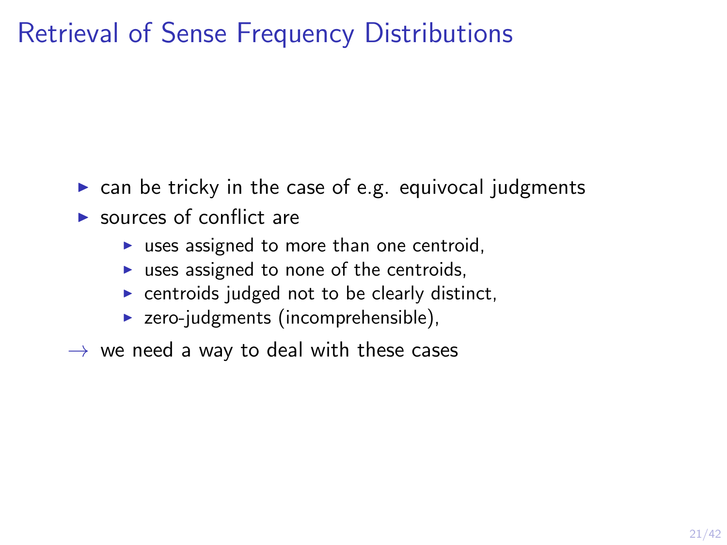# Retrieval of Sense Frequency Distributions

- can be tricky in the case of e.g. equivocal judgments
- sources of conflict are
  - uses assigned to more than one centroid,
  - uses assigned to none of the centroids,
  - centroids judged not to be clearly distinct,
  - zero-judgments (incomprehensible),

$\rightarrow$ we need a way to deal with these cases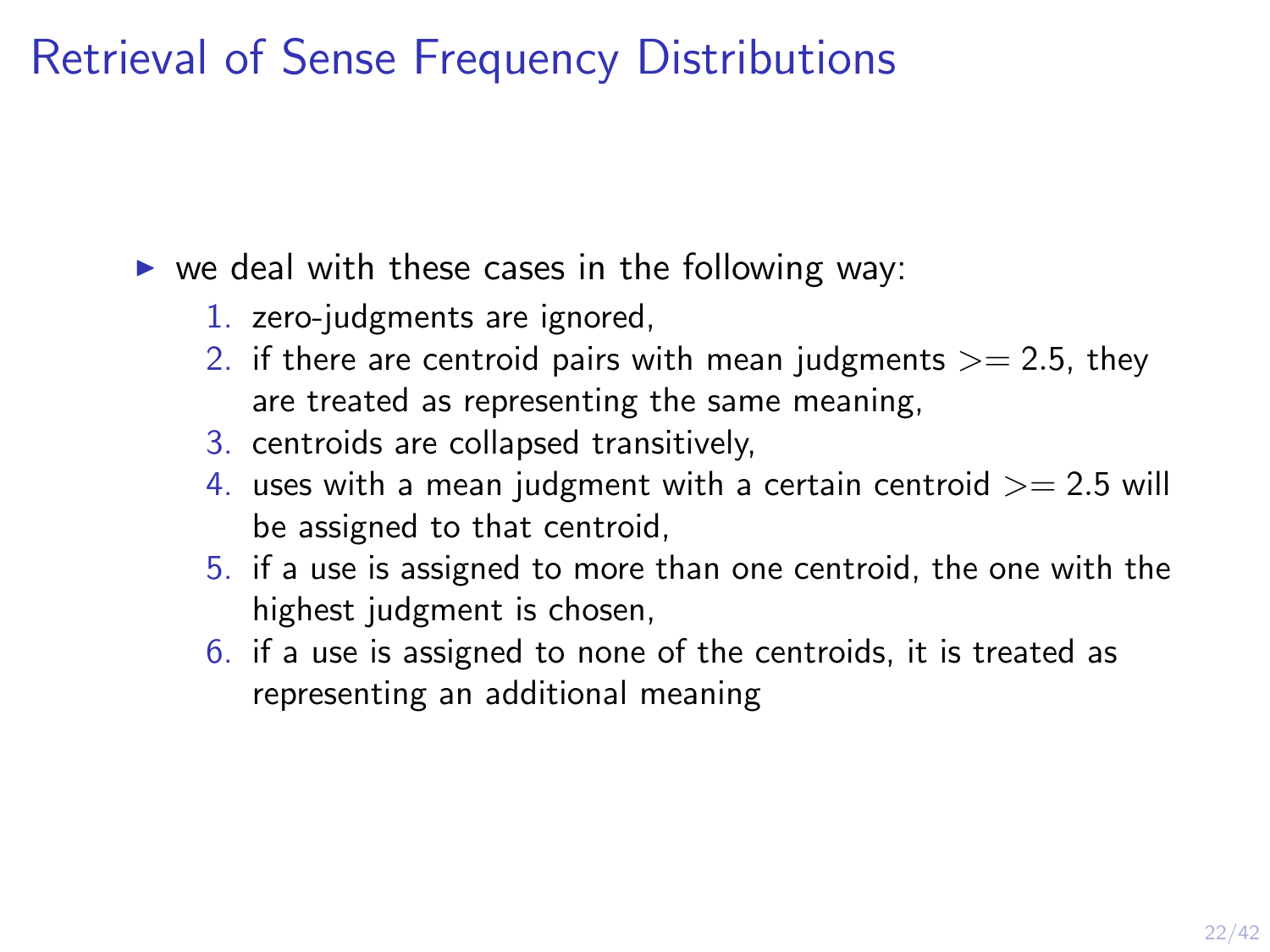# Retrieval of Sense Frequency Distributions

- we deal with these cases in the following way:
  1. zero-judgments are ignored,
  2. if there are centroid pairs with mean judgments $>= 2.5$, they are treated as representing the same meaning,
  3. centroids are collapsed transitively,
  4. uses with a mean judgment with a certain centroid $>= 2.5$ will be assigned to that centroid,
  5. if a use is assigned to more than one centroid, the one with the highest judgment is chosen,
  6. if a use is assigned to none of the centroids, it is treated as representing an additional meaning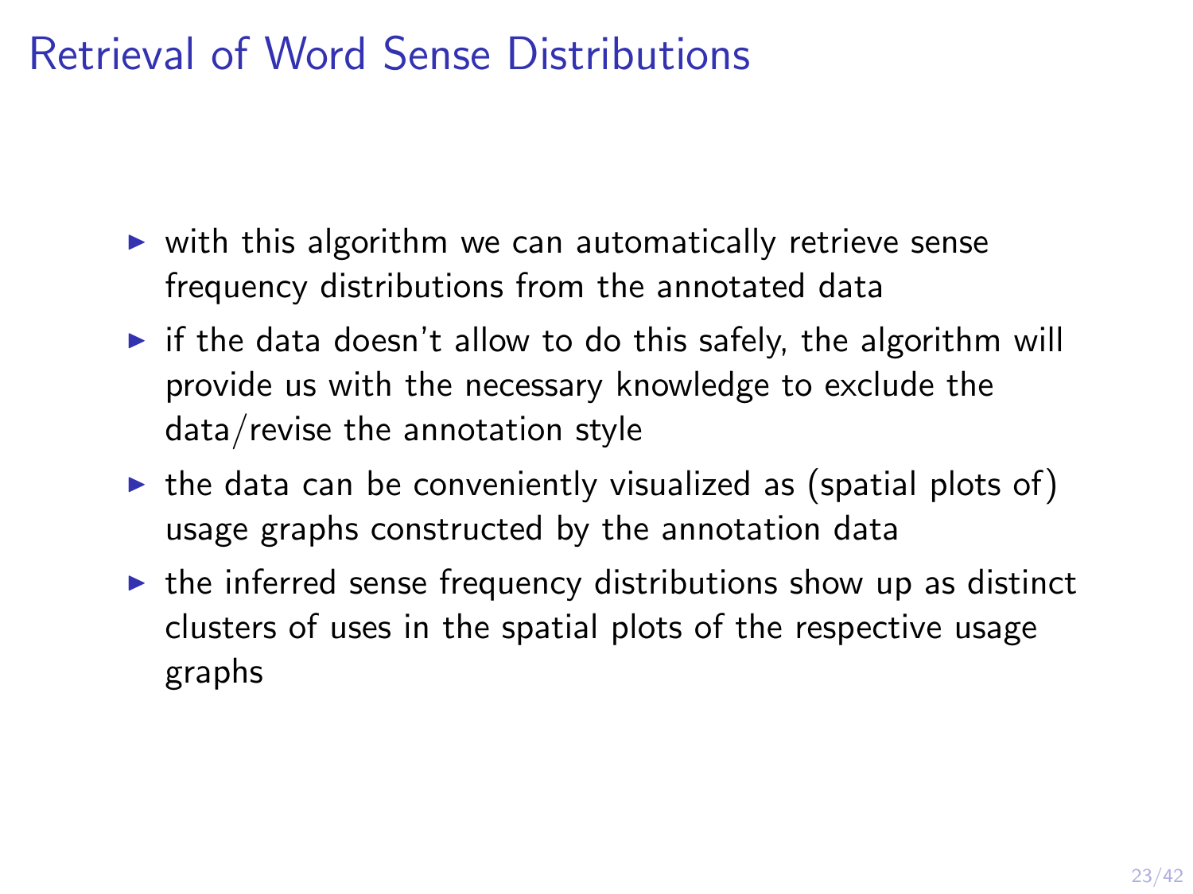# Retrieval of Word Sense Distributions

- with this algorithm we can automatically retrieve sense frequency distributions from the annotated data
- if the data doesn't allow to do this safely, the algorithm will provide us with the necessary knowledge to exclude the data/revise the annotation style
- the data can be conveniently visualized as (spatial plots of) usage graphs constructed by the annotation data
- the inferred sense frequency distributions show up as distinct clusters of uses in the spatial plots of the respective usage graphs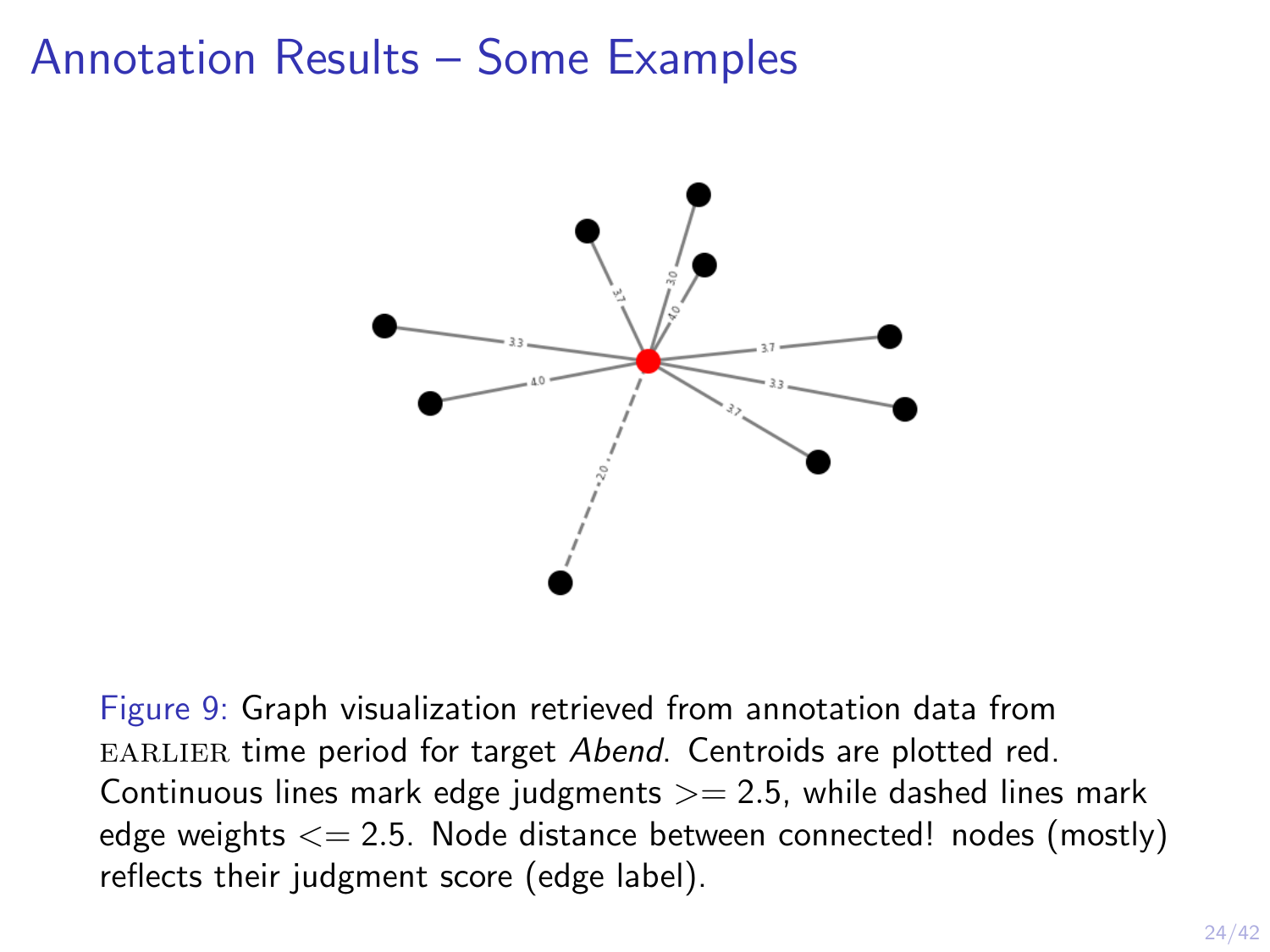# Annotation Results – Some Examples

Figure 9: Graph visualization retrieved from annotation data from EARLIER time period for target *Abend*. Centroids are plotted red. Continuous lines mark edge judgments >= 2.5, while dashed lines mark edge weights <= 2.5. Node distance between connected! nodes (mostly) reflects their judgment score (edge label).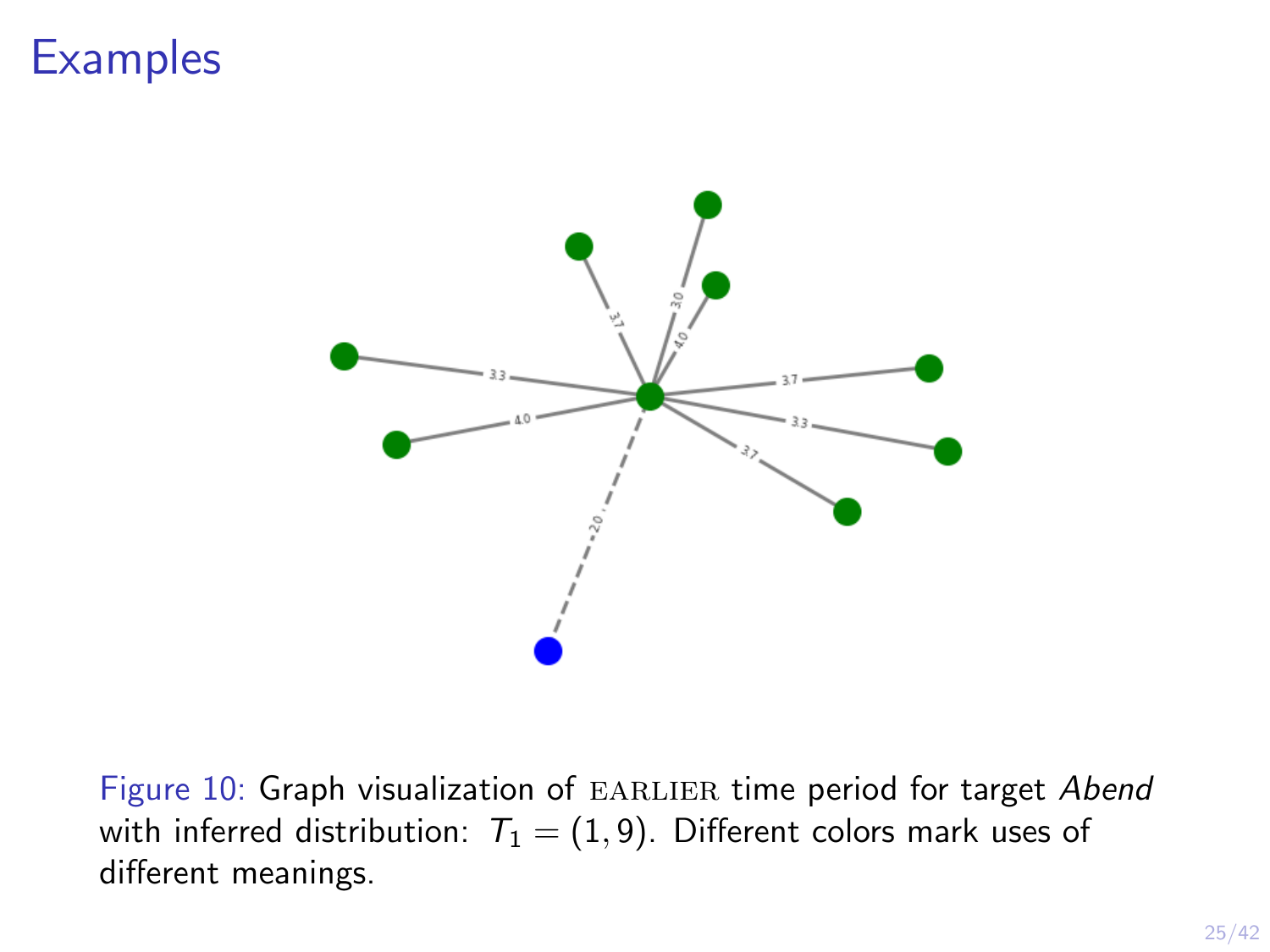# Examples

Figure 10: Graph visualization of EARLIER time period for target *Abend* with inferred distribution: $T_1 = (1, 9)$. Different colors mark uses of different meanings.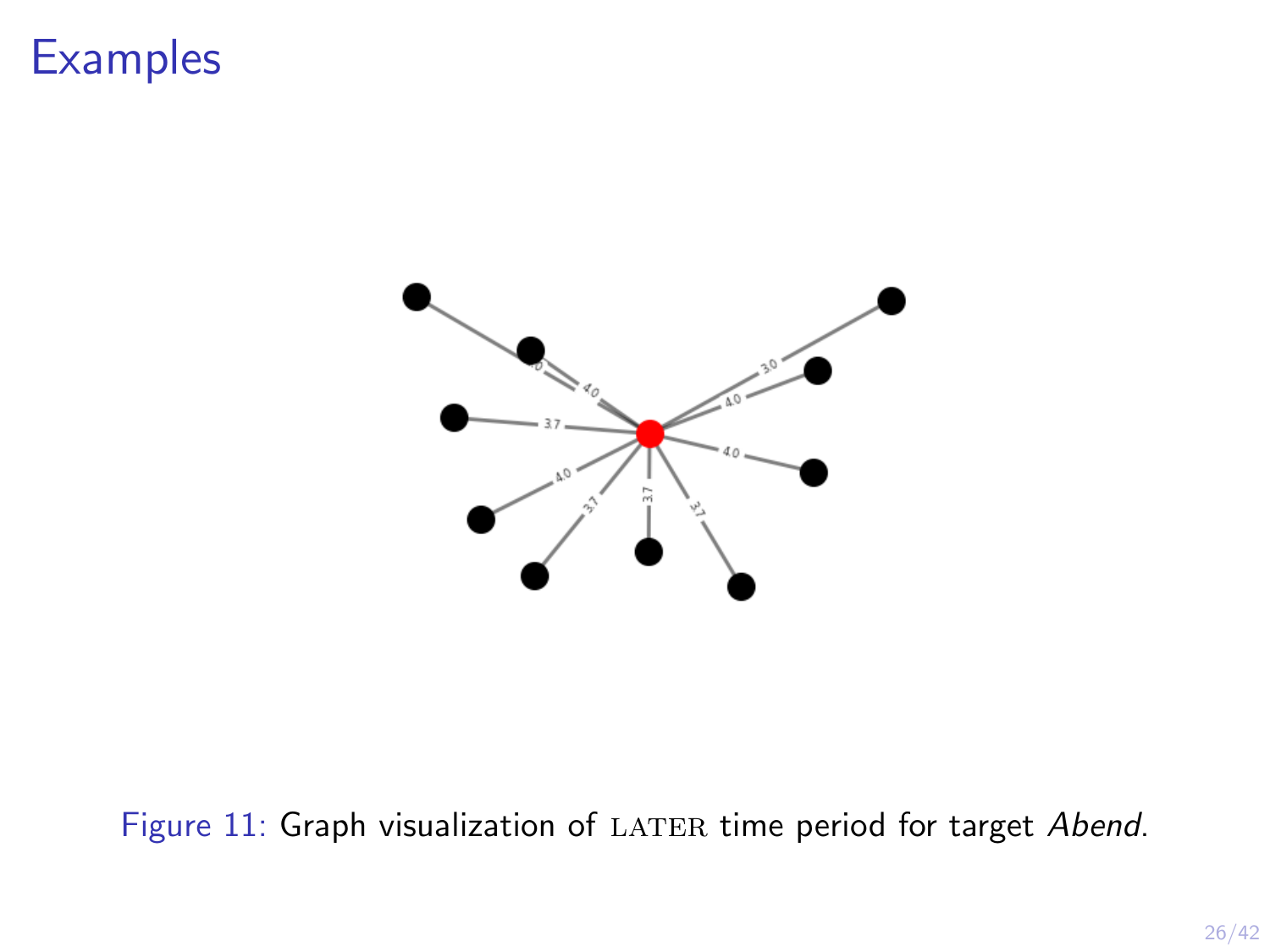# Examples

Figure 11: Graph visualization of LATER time period for target *Abend*.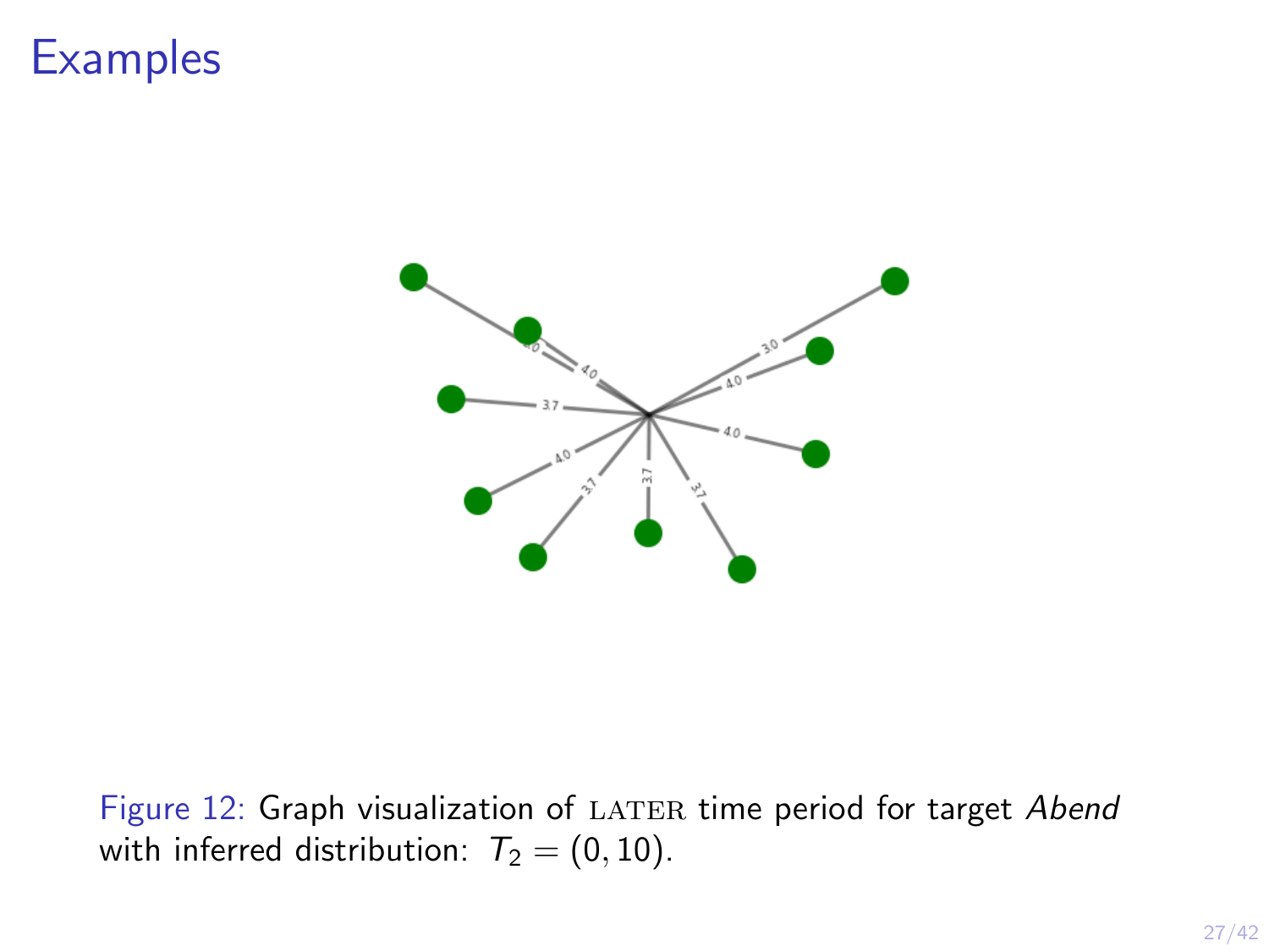# Examples

Figure 12: Graph visualization of LATER time period for target *Abend* with inferred distribution: $T_2 = (0, 10)$.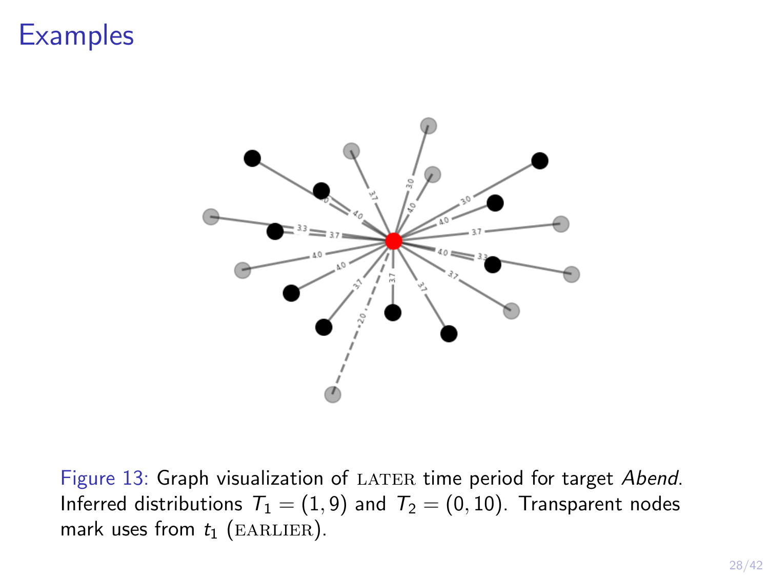# Examples

Figure 13: Graph visualization of LATER time period for target *Abend*. Inferred distributions $T_1 = (1, 9)$ and $T_2 = (0, 10)$. Transparent nodes mark uses from $t_1$ (EARLIER).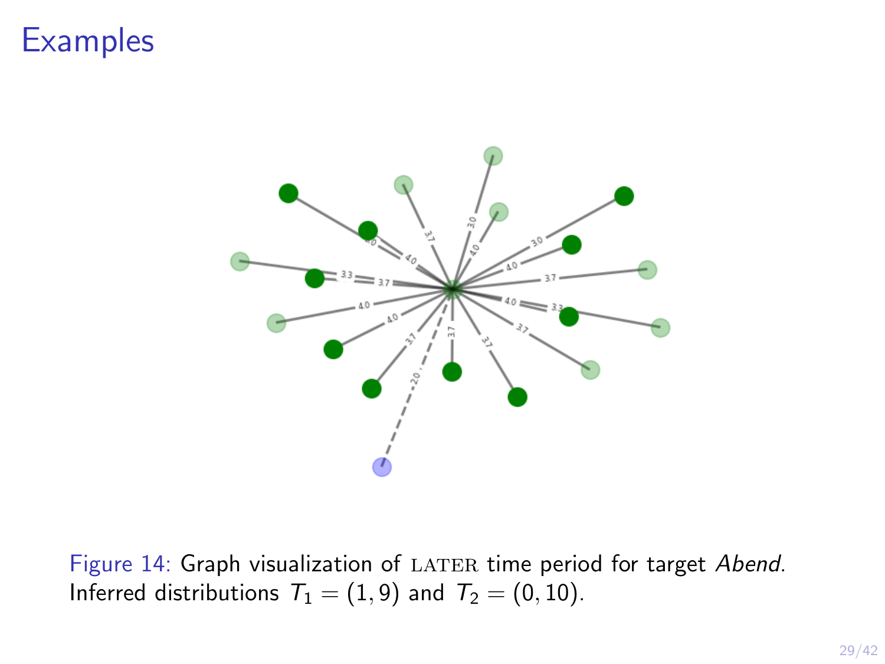# Examples

Figure 14: Graph visualization of LATER time period for target *Abend*. Inferred distributions $T_1 = (1, 9)$ and $T_2 = (0, 10)$.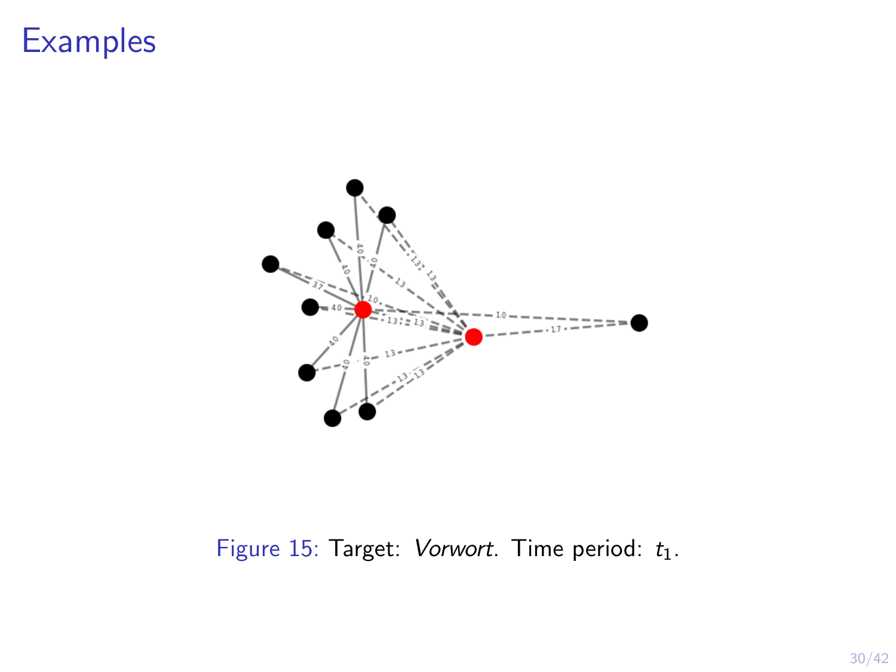# Examples

Figure 15: Target: *Vorwort*. Time period: $t_1$.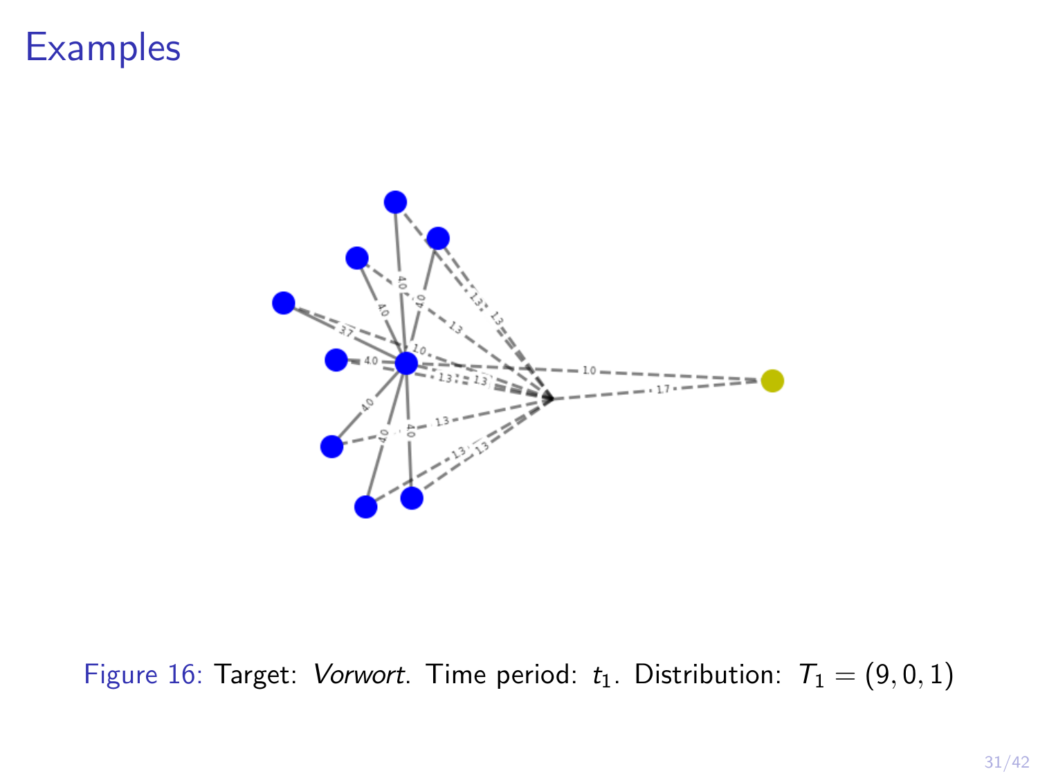# Examples

Figure 16: Target: *Vorwort*. Time period: $t_1$. Distribution: $T_1 = (9, 0, 1)$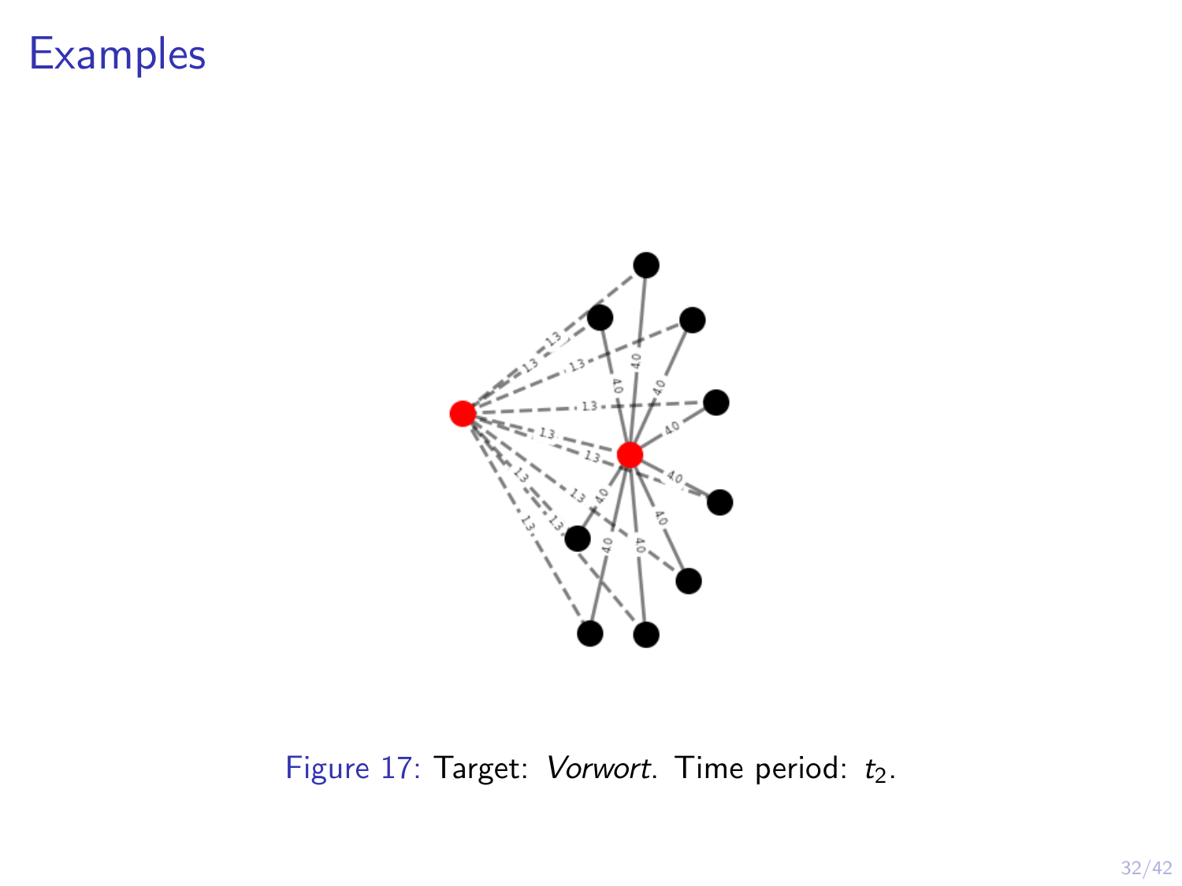# Examples

Figure 17: Target: *Vorwort*. Time period: $t_2$.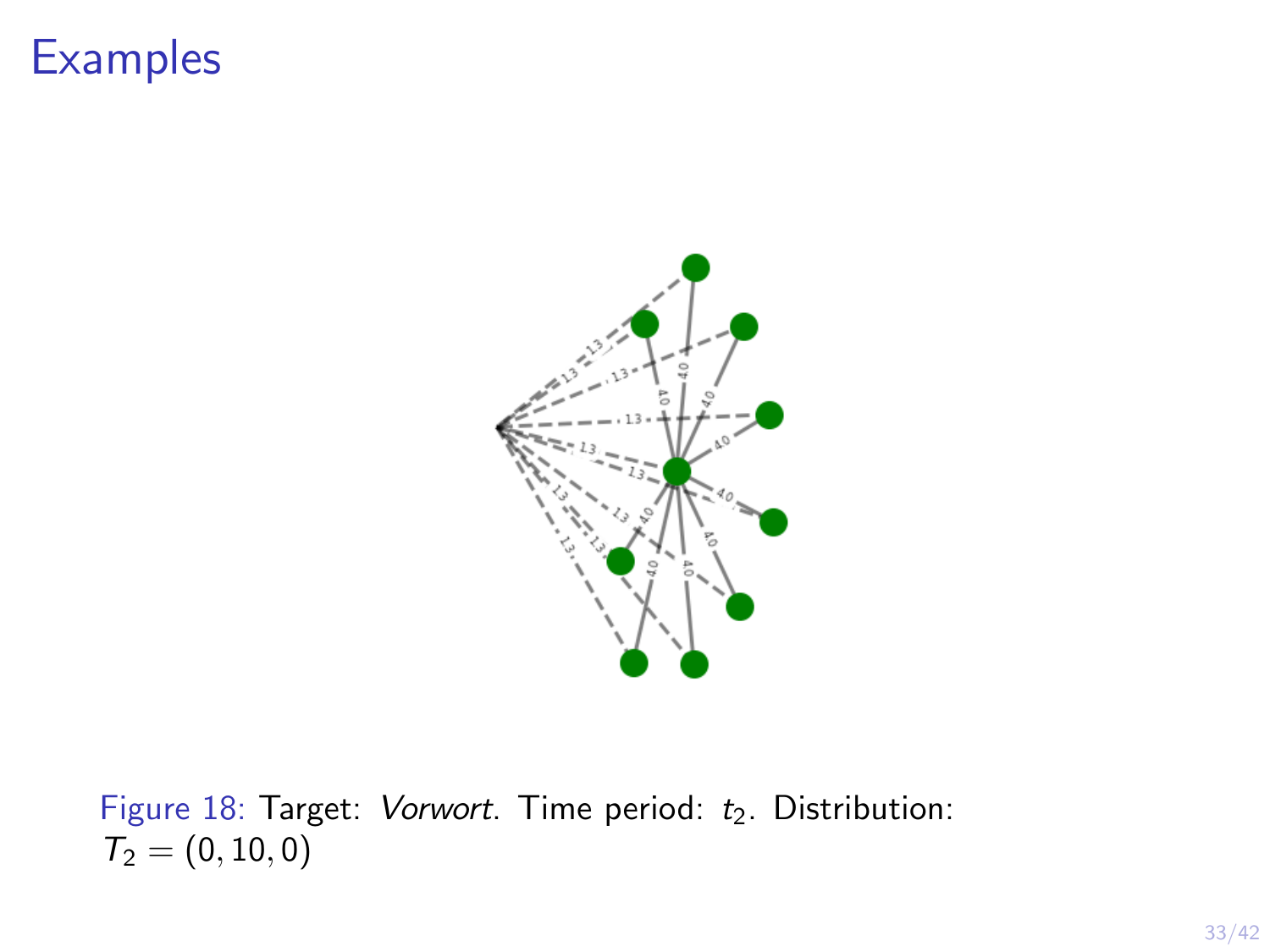# Examples

Figure 18: Target: *Vorwort*. Time period: $t_2$. Distribution: $T_2 = (0, 10, 0)$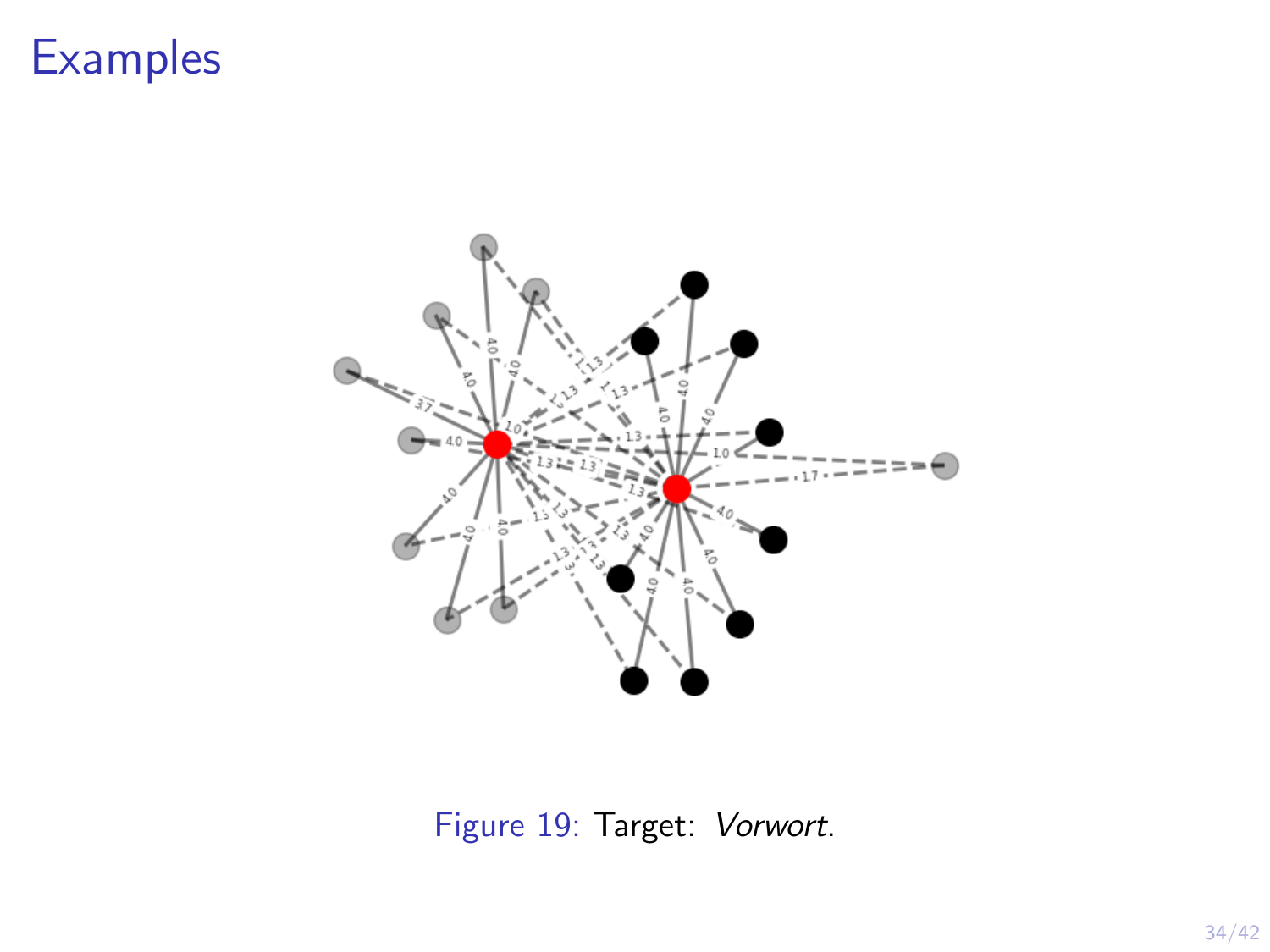# Examples

Figure 19: Target: *Vorwort*.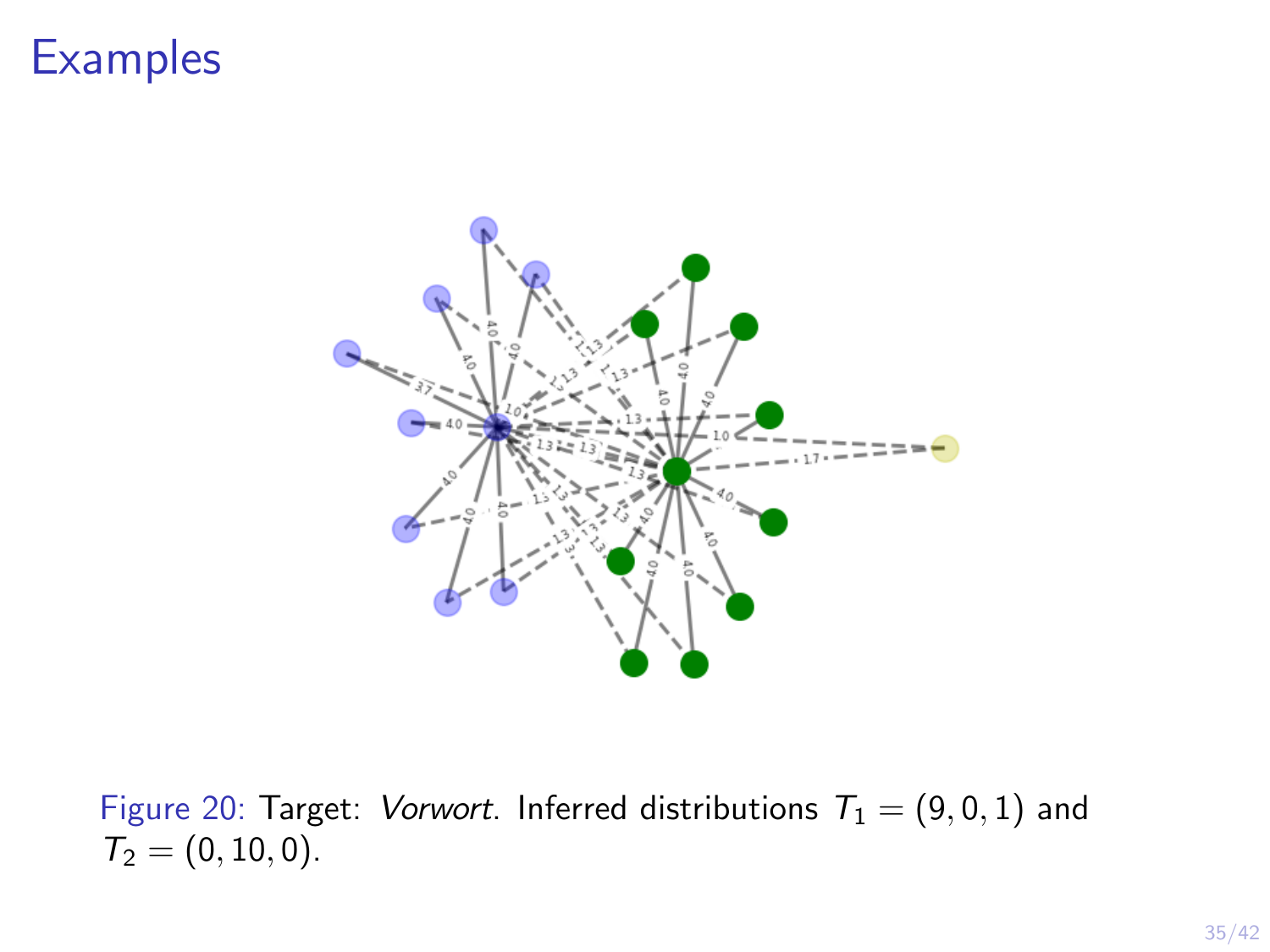# Examples

Figure 20: Target: *Vorwort*. Inferred distributions $T_1 = (9, 0, 1)$ and $T_2 = (0, 10, 0)$.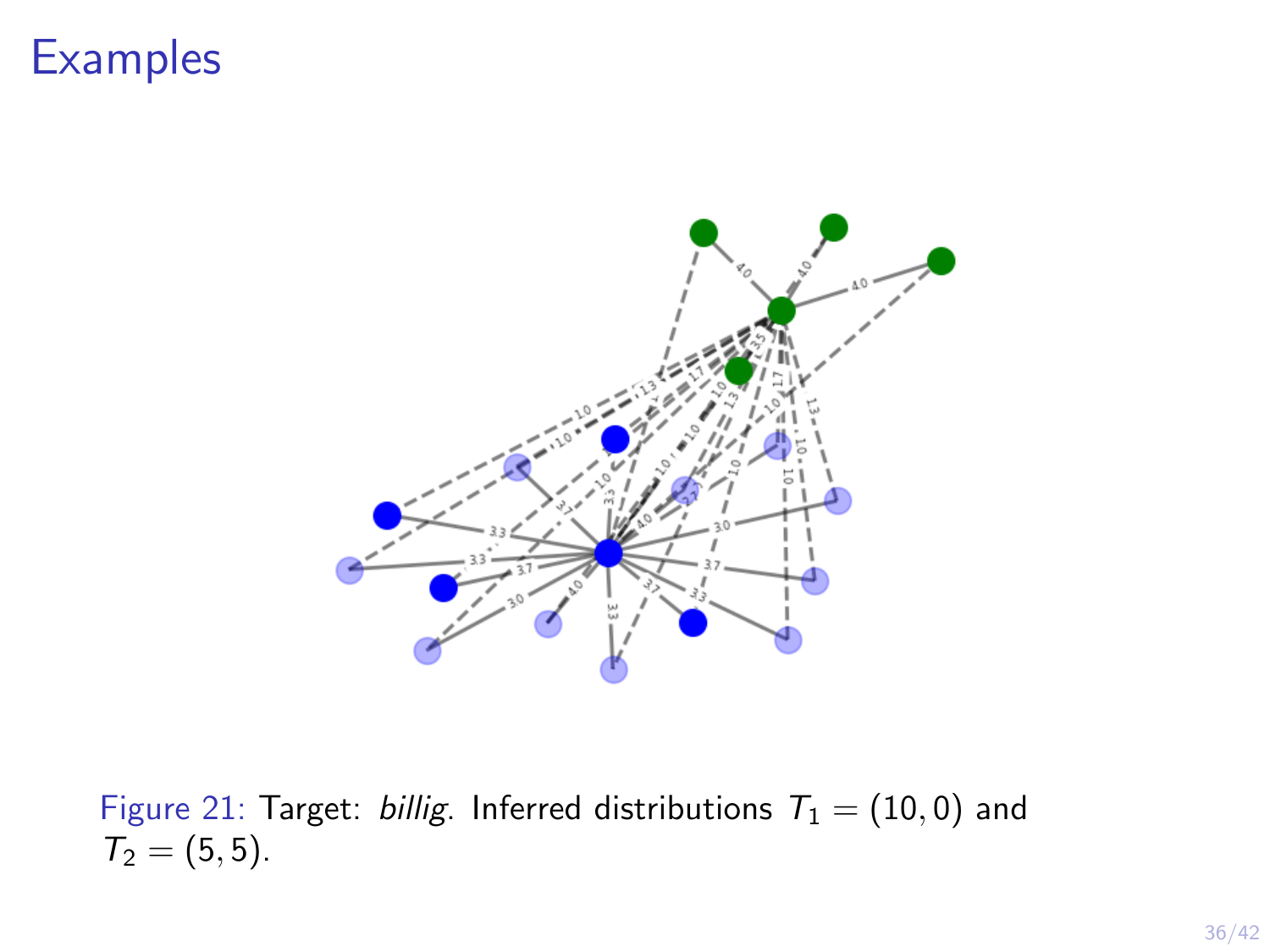# Examples

Figure 21: Target: *billig*. Inferred distributions $T_1 = (10, 0)$ and $T_2 = (5, 5)$.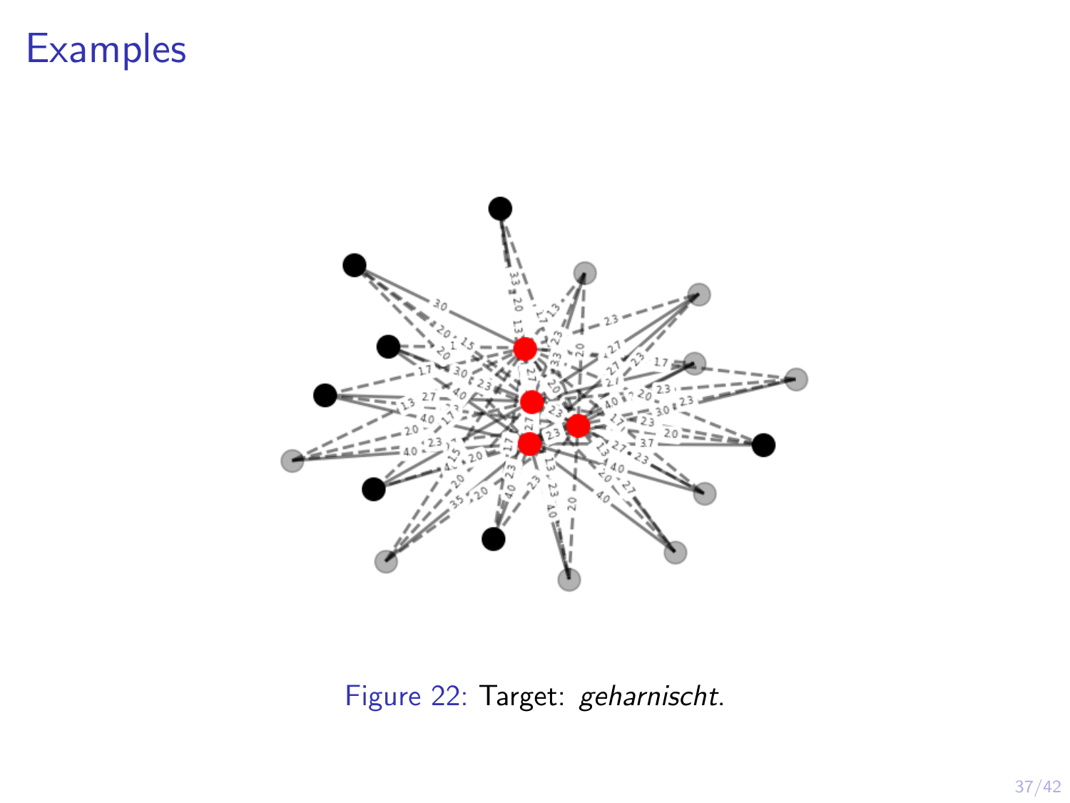# Examples

Figure 22: Target: *geharnischt*.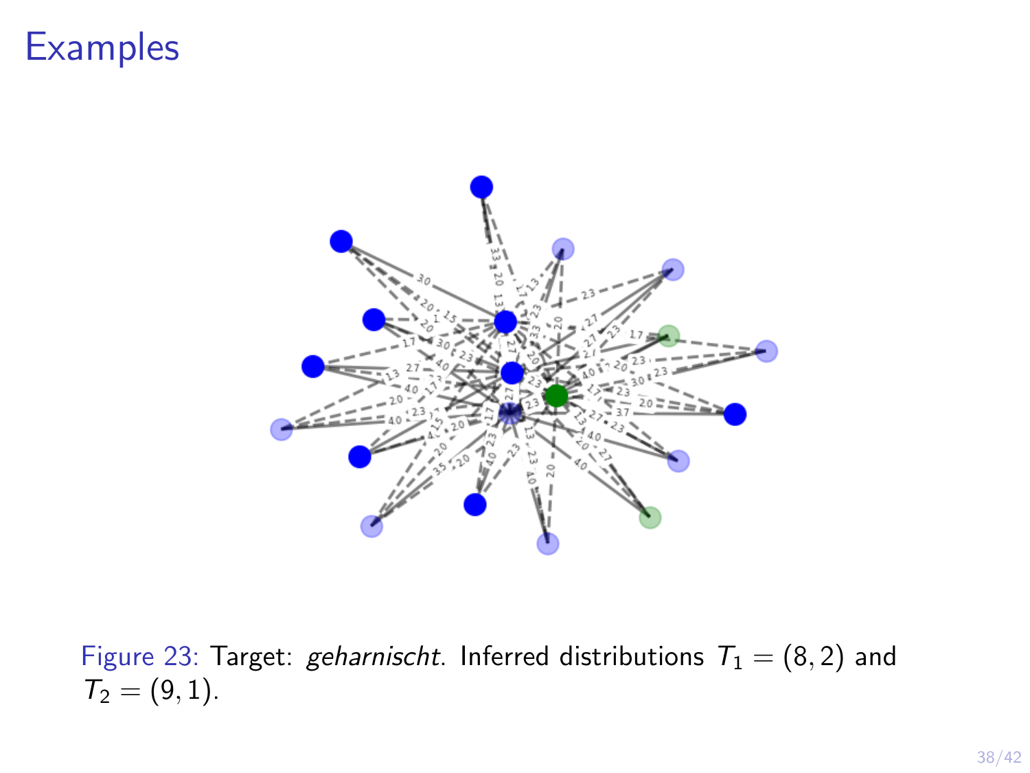# Examples

Figure 23: Target: *geharnischt*. Inferred distributions $T_1 = (8, 2)$ and $T_2 = (9, 1)$.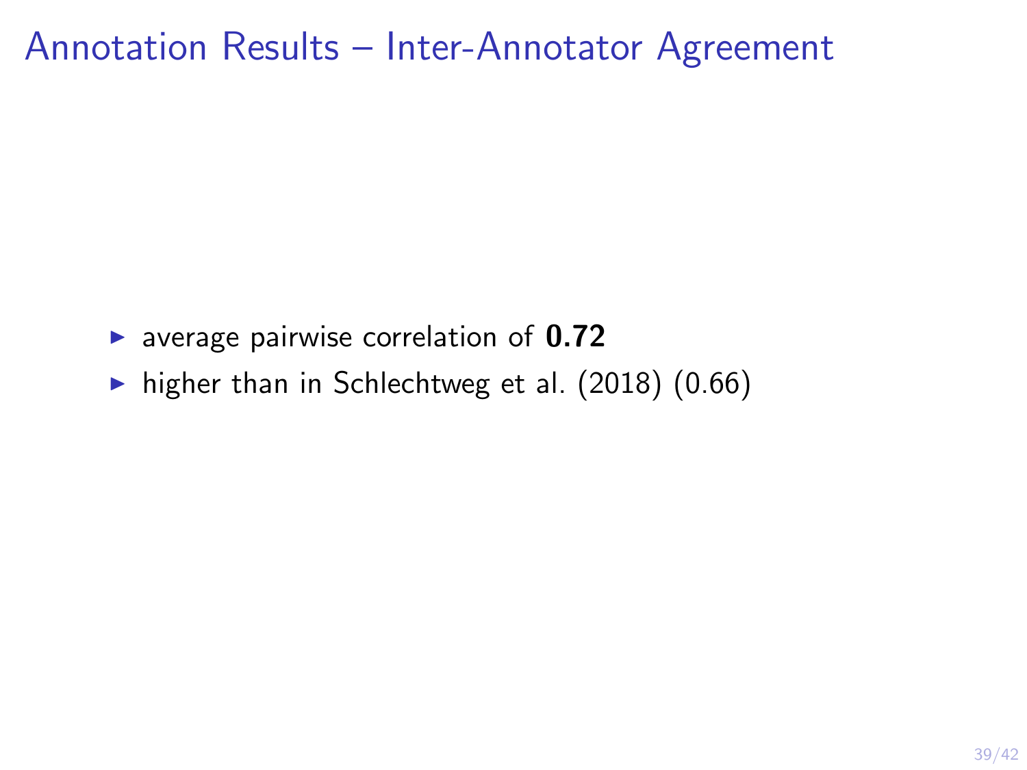# Annotation Results – Inter-Annotator Agreement

- average pairwise correlation of **0.72**
- higher than in Schlechtweg et al. (2018) (0.66)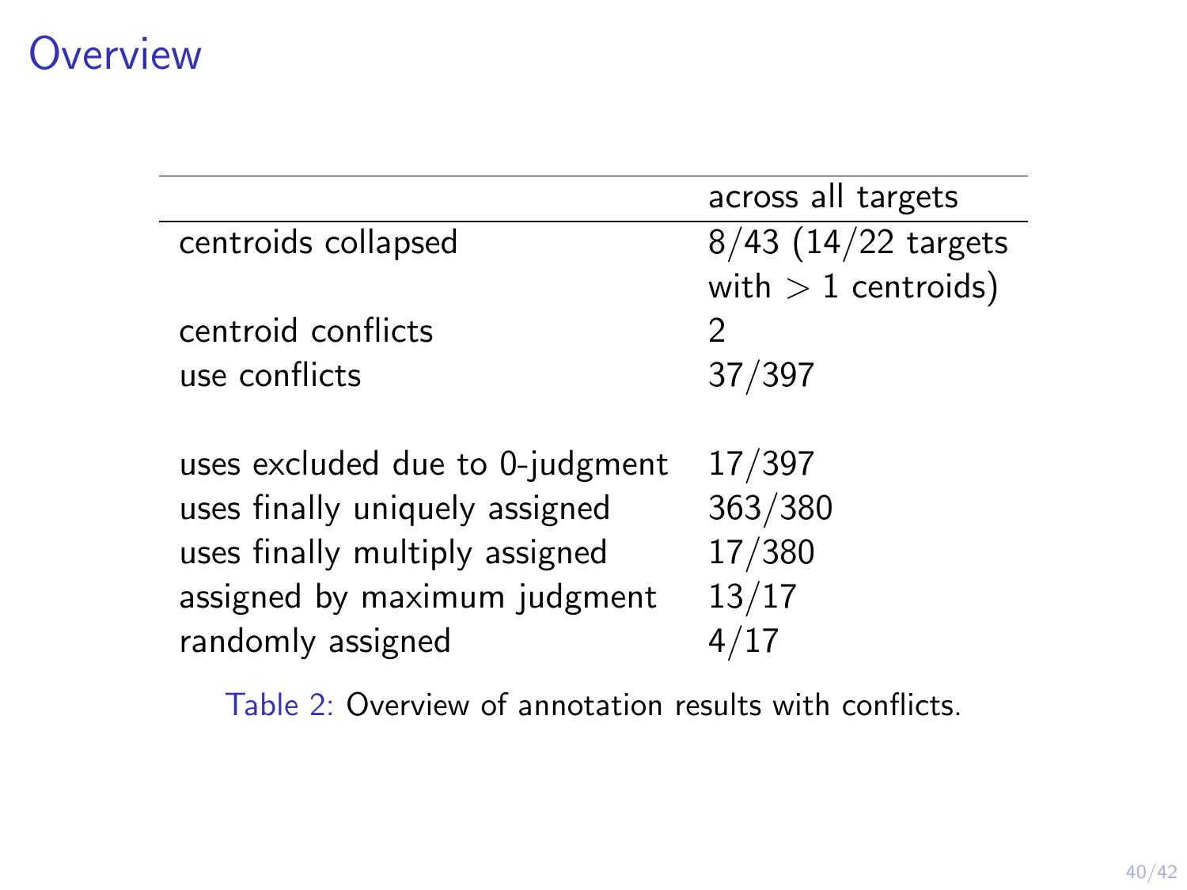# Overview

| | across all targets |
|---|---|
| centroids collapsed | 8/43 (14/22 targets with $> 1$ centroids) |
| centroid conflicts | 2 |
| use conflicts | 37/397 |
| | |
| uses excluded due to 0-judgment | 17/397 |
| uses finally uniquely assigned | 363/380 |
| uses finally multiply assigned | 17/380 |
| assigned by maximum judgment | 13/17 |
| randomly assigned | 4/17 |

Table 2: Overview of annotation results with conflicts.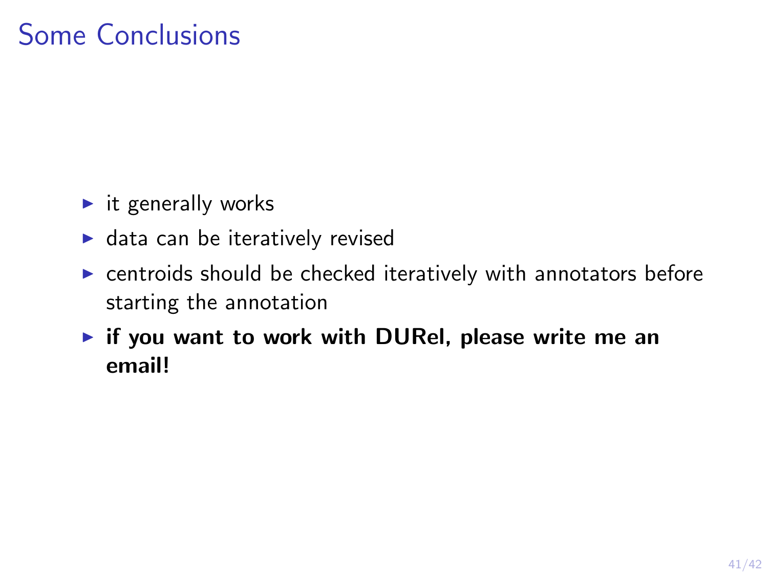# Some Conclusions

- it generally works
- data can be iteratively revised
- centroids should be checked iteratively with annotators before starting the annotation
- **if you want to work with DURel, please write me an email!**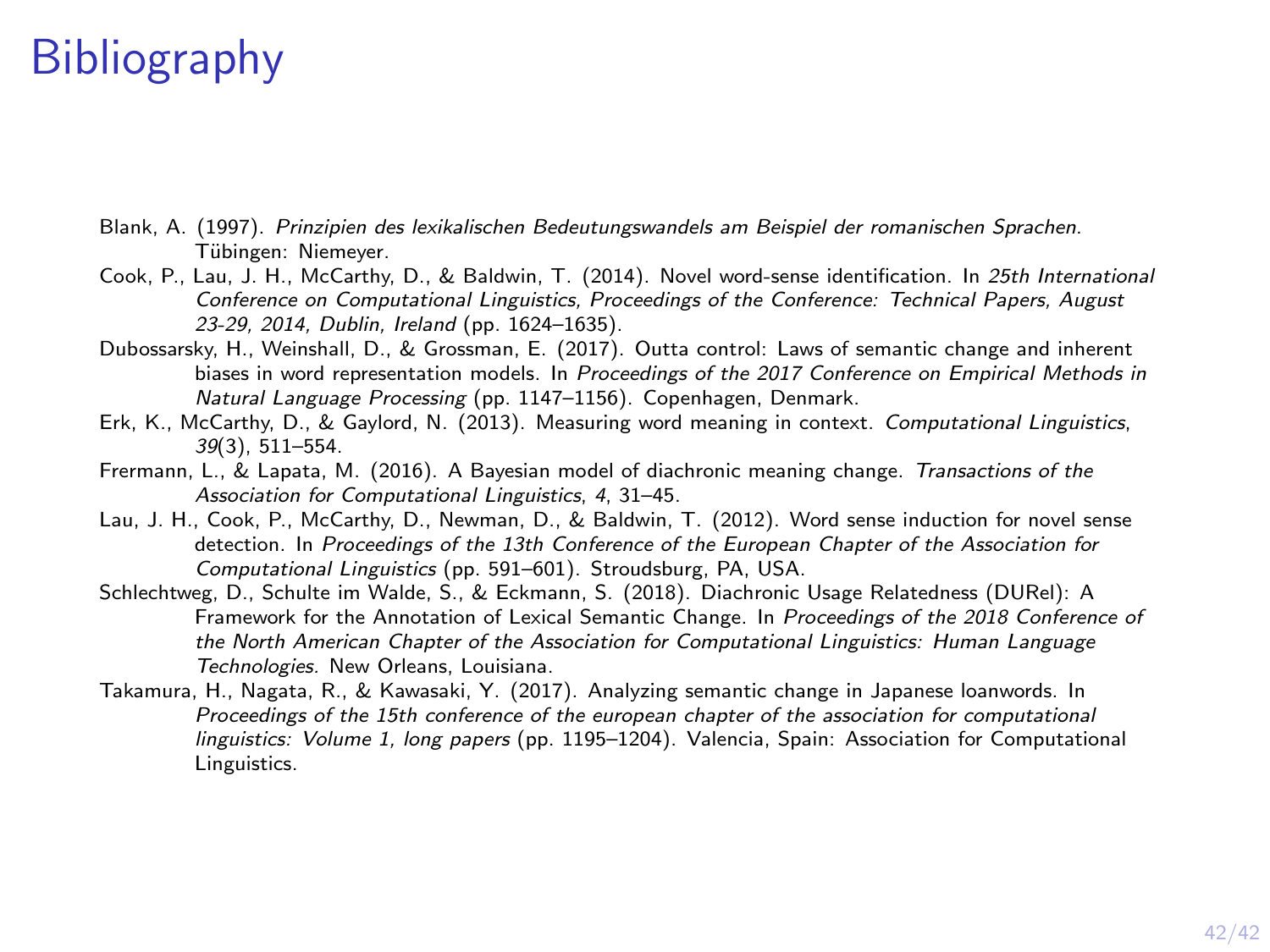# Bibliography

Blank, A. (1997). *Prinzipien des lexikalischen Bedeutungswandels am Beispiel der romanischen Sprachen*. Tübingen: Niemeyer.

Cook, P., Lau, J. H., McCarthy, D., & Baldwin, T. (2014). Novel word-sense identification. In *25th International Conference on Computational Linguistics, Proceedings of the Conference: Technical Papers, August 23-29, 2014, Dublin, Ireland* (pp. 1624–1635).

Dubossarsky, H., Weinshall, D., & Grossman, E. (2017). Outta control: Laws of semantic change and inherent biases in word representation models. In *Proceedings of the 2017 Conference on Empirical Methods in Natural Language Processing* (pp. 1147–1156). Copenhagen, Denmark.

Erk, K., McCarthy, D., & Gaylord, N. (2013). Measuring word meaning in context. *Computational Linguistics*, *39*(3), 511–554.

Frermann, L., & Lapata, M. (2016). A Bayesian model of diachronic meaning change. *Transactions of the Association for Computational Linguistics*, *4*, 31–45.

Lau, J. H., Cook, P., McCarthy, D., Newman, D., & Baldwin, T. (2012). Word sense induction for novel sense detection. In *Proceedings of the 13th Conference of the European Chapter of the Association for Computational Linguistics* (pp. 591–601). Stroudsburg, PA, USA.

Schlechtweg, D., Schulte im Walde, S., & Eckmann, S. (2018). Diachronic Usage Relatedness (DURel): A Framework for the Annotation of Lexical Semantic Change. In *Proceedings of the 2018 Conference of the North American Chapter of the Association for Computational Linguistics: Human Language Technologies.* New Orleans, Louisiana.

Takamura, H., Nagata, R., & Kawasaki, Y. (2017). Analyzing semantic change in Japanese loanwords. In *Proceedings of the 15th conference of the european chapter of the association for computational linguistics: Volume 1, long papers* (pp. 1195–1204). Valencia, Spain: Association for Computational Linguistics.